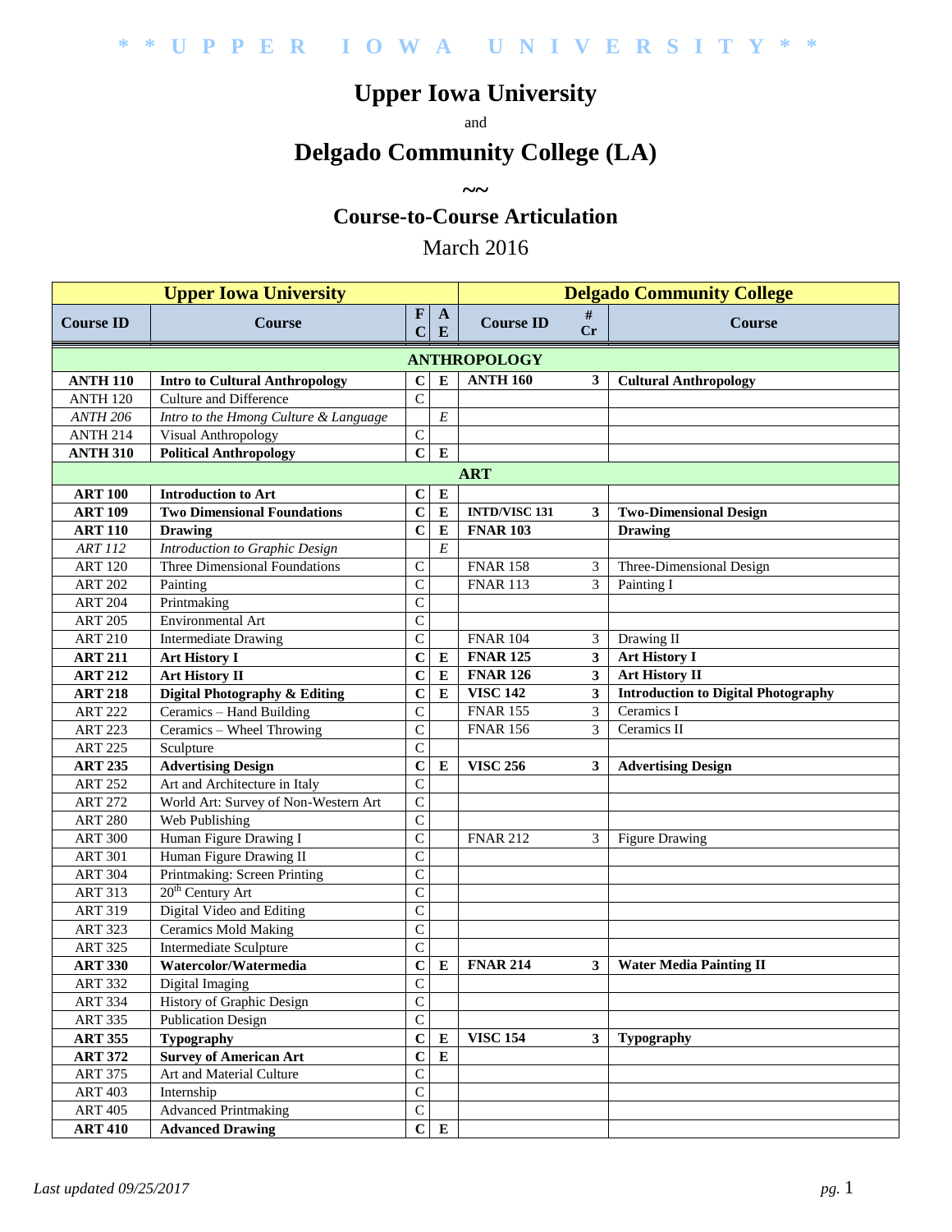\* \* U P P E R   I O W A   U N I V E R S I T Y \* \*

# Upper Iowa University

and

# Delgado Community College (LA)

~~

## Course-to-Course Articulation

March 2016

| Upper Iowa University | | | | Delgado Community College | | |
|---|---|---|---|---|---|---|
| Course ID | Course | FC | AE | Course ID | # Cr | Course |
| | | | **ANTHROPOLOGY** | | | |
| **ANTH 110** | **Intro to Cultural Anthropology** | **C** | **E** | **ANTH 160** | **3** | **Cultural Anthropology** |
| ANTH 120 | Culture and Difference | C | | | | |
| *ANTH 206* | *Intro to the Hmong Culture & Language* | | *E* | | | |
| ANTH 214 | Visual Anthropology | C | | | | |
| **ANTH 310** | **Political Anthropology** | **C** | **E** | | | |
| | | | **ART** | | | |
| **ART 100** | **Introduction to Art** | **C** | **E** | | | |
| **ART 109** | **Two Dimensional Foundations** | **C** | **E** | **INTD/VISC 131** | **3** | **Two-Dimensional Design** |
| **ART 110** | **Drawing** | **C** | **E** | **FNAR 103** | | **Drawing** |
| *ART 112* | *Introduction to Graphic Design* | | *E* | | | |
| ART 120 | Three Dimensional Foundations | C | | FNAR 158 | 3 | Three-Dimensional Design |
| ART 202 | Painting | C | | FNAR 113 | 3 | Painting I |
| ART 204 | Printmaking | C | | | | |
| ART 205 | Environmental Art | C | | | | |
| ART 210 | Intermediate Drawing | C | | FNAR 104 | 3 | Drawing II |
| **ART 211** | **Art History I** | **C** | **E** | **FNAR 125** | **3** | **Art History I** |
| **ART 212** | **Art History II** | **C** | **E** | **FNAR 126** | **3** | **Art History II** |
| **ART 218** | **Digital Photography & Editing** | **C** | **E** | **VISC 142** | **3** | **Introduction to Digital Photography** |
| ART 222 | Ceramics – Hand Building | C | | FNAR 155 | 3 | Ceramics I |
| ART 223 | Ceramics – Wheel Throwing | C | | FNAR 156 | 3 | Ceramics II |
| ART 225 | Sculpture | C | | | | |
| **ART 235** | **Advertising Design** | **C** | **E** | **VISC 256** | **3** | **Advertising Design** |
| ART 252 | Art and Architecture in Italy | C | | | | |
| ART 272 | World Art: Survey of Non-Western Art | C | | | | |
| ART 280 | Web Publishing | C | | | | |
| ART 300 | Human Figure Drawing I | C | | FNAR 212 | 3 | Figure Drawing |
| ART 301 | Human Figure Drawing II | C | | | | |
| ART 304 | Printmaking: Screen Printing | C | | | | |
| ART 313 | 20th Century Art | C | | | | |
| ART 319 | Digital Video and Editing | C | | | | |
| ART 323 | Ceramics Mold Making | C | | | | |
| ART 325 | Intermediate Sculpture | C | | | | |
| **ART 330** | **Watercolor/Watermedia** | **C** | **E** | **FNAR 214** | **3** | **Water Media Painting II** |
| ART 332 | Digital Imaging | C | | | | |
| ART 334 | History of Graphic Design | C | | | | |
| ART 335 | Publication Design | C | | | | |
| **ART 355** | **Typography** | **C** | **E** | **VISC 154** | **3** | **Typography** |
| **ART 372** | **Survey of American Art** | **C** | **E** | | | |
| ART 375 | Art and Material Culture | C | | | | |
| ART 403 | Internship | C | | | | |
| ART 405 | Advanced Printmaking | C | | | | |
| **ART 410** | **Advanced Drawing** | **C** | **E** | | | |

*Last updated 09/25/2017*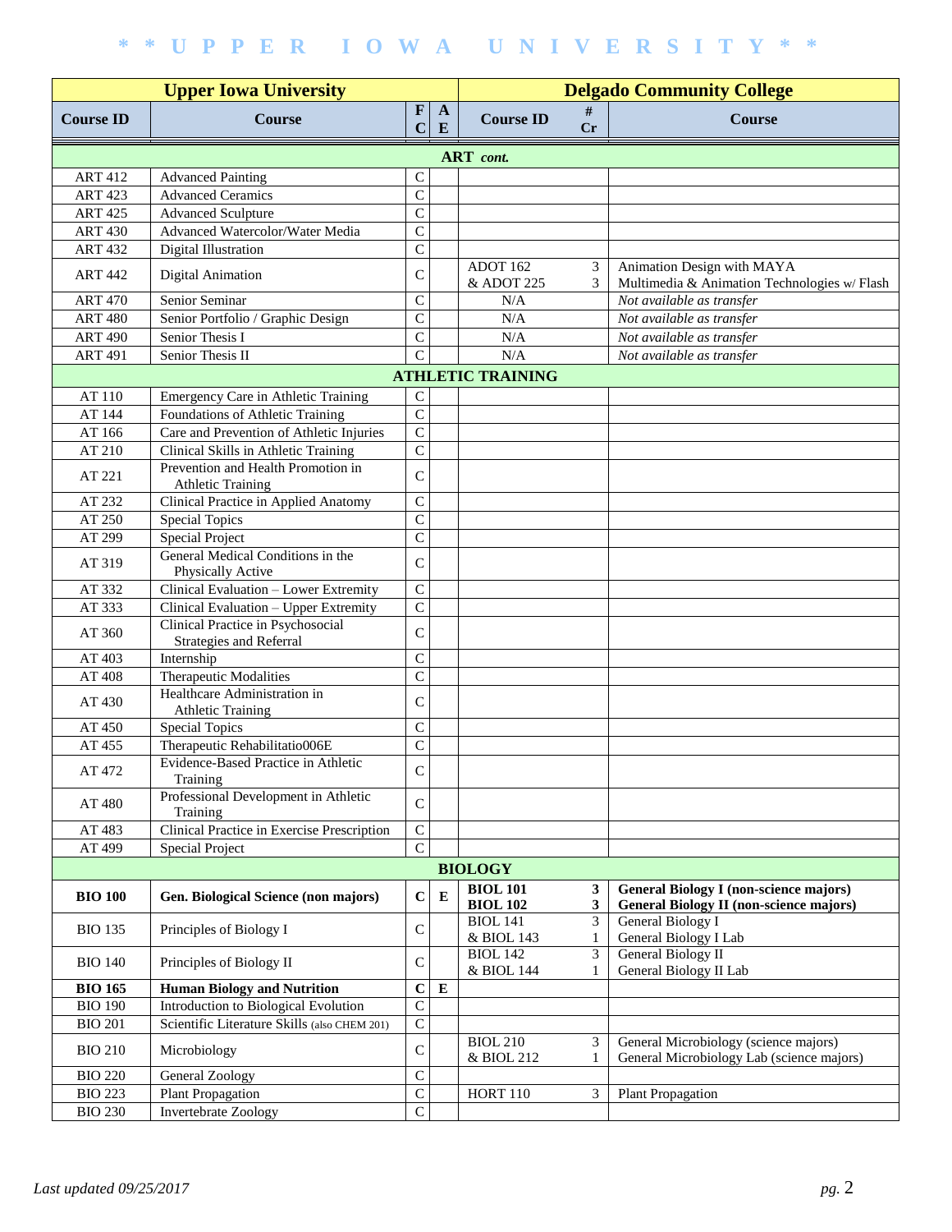| Upper Iowa University | | | | Delgado Community College | | |
|---|---|---|---|---|---|---|
| **Course ID** | **Course** | **FC** | **AE** | **Course ID** | **# Cr** | **Course** |
| **ART** *cont.* | | | | | | |
| ART 412 | Advanced Painting | C | | | | |
| ART 423 | Advanced Ceramics | C | | | | |
| ART 425 | Advanced Sculpture | C | | | | |
| ART 430 | Advanced Watercolor/Water Media | C | | | | |
| ART 432 | Digital Illustration | C | | | | |
| ART 442 | Digital Animation | C | | ADOT 162<br>& ADOT 225 | 3<br>3 | Animation Design with MAYA<br>Multimedia & Animation Technologies w/ Flash |
| ART 470 | Senior Seminar | C | | N/A | | *Not available as transfer* |
| ART 480 | Senior Portfolio / Graphic Design | C | | N/A | | *Not available as transfer* |
| ART 490 | Senior Thesis I | C | | N/A | | *Not available as transfer* |
| ART 491 | Senior Thesis II | C | | N/A | | *Not available as transfer* |
| **ATHLETIC TRAINING** | | | | | | |
| AT 110 | Emergency Care in Athletic Training | C | | | | |
| AT 144 | Foundations of Athletic Training | C | | | | |
| AT 166 | Care and Prevention of Athletic Injuries | C | | | | |
| AT 210 | Clinical Skills in Athletic Training | C | | | | |
| AT 221 | Prevention and Health Promotion in Athletic Training | C | | | | |
| AT 232 | Clinical Practice in Applied Anatomy | C | | | | |
| AT 250 | Special Topics | C | | | | |
| AT 299 | Special Project | C | | | | |
| AT 319 | General Medical Conditions in the Physically Active | C | | | | |
| AT 332 | Clinical Evaluation – Lower Extremity | C | | | | |
| AT 333 | Clinical Evaluation – Upper Extremity | C | | | | |
| AT 360 | Clinical Practice in Psychosocial Strategies and Referral | C | | | | |
| AT 403 | Internship | C | | | | |
| AT 408 | Therapeutic Modalities | C | | | | |
| AT 430 | Healthcare Administration in Athletic Training | C | | | | |
| AT 450 | Special Topics | C | | | | |
| AT 455 | Therapeutic Rehabilitatio006E | C | | | | |
| AT 472 | Evidence-Based Practice in Athletic Training | C | | | | |
| AT 480 | Professional Development in Athletic Training | C | | | | |
| AT 483 | Clinical Practice in Exercise Prescription | C | | | | |
| AT 499 | Special Project | C | | | | |
| **BIOLOGY** | | | | | | |
| **BIO 100** | **Gen. Biological Science (non majors)** | **C** | **E** | **BIOL 101**<br>**BIOL 102** | **3**<br>**3** | **General Biology I (non-science majors)**<br>**General Biology II (non-science majors)** |
| BIO 135 | Principles of Biology I | C | | BIOL 141<br>& BIOL 143 | 3<br>1 | General Biology I<br>General Biology I Lab |
| BIO 140 | Principles of Biology II | C | | BIOL 142<br>& BIOL 144 | 3<br>1 | General Biology II<br>General Biology II Lab |
| **BIO 165** | **Human Biology and Nutrition** | **C** | **E** | | | |
| BIO 190 | Introduction to Biological Evolution | C | | | | |
| BIO 201 | Scientific Literature Skills (also CHEM 201) | C | | | | |
| BIO 210 | Microbiology | C | | BIOL 210<br>& BIOL 212 | 3<br>1 | General Microbiology (science majors)<br>General Microbiology Lab (science majors) |
| BIO 220 | General Zoology | C | | | | |
| BIO 223 | Plant Propagation | C | | HORT 110 | 3 | Plant Propagation |
| BIO 230 | Invertebrate Zoology | C | | | | |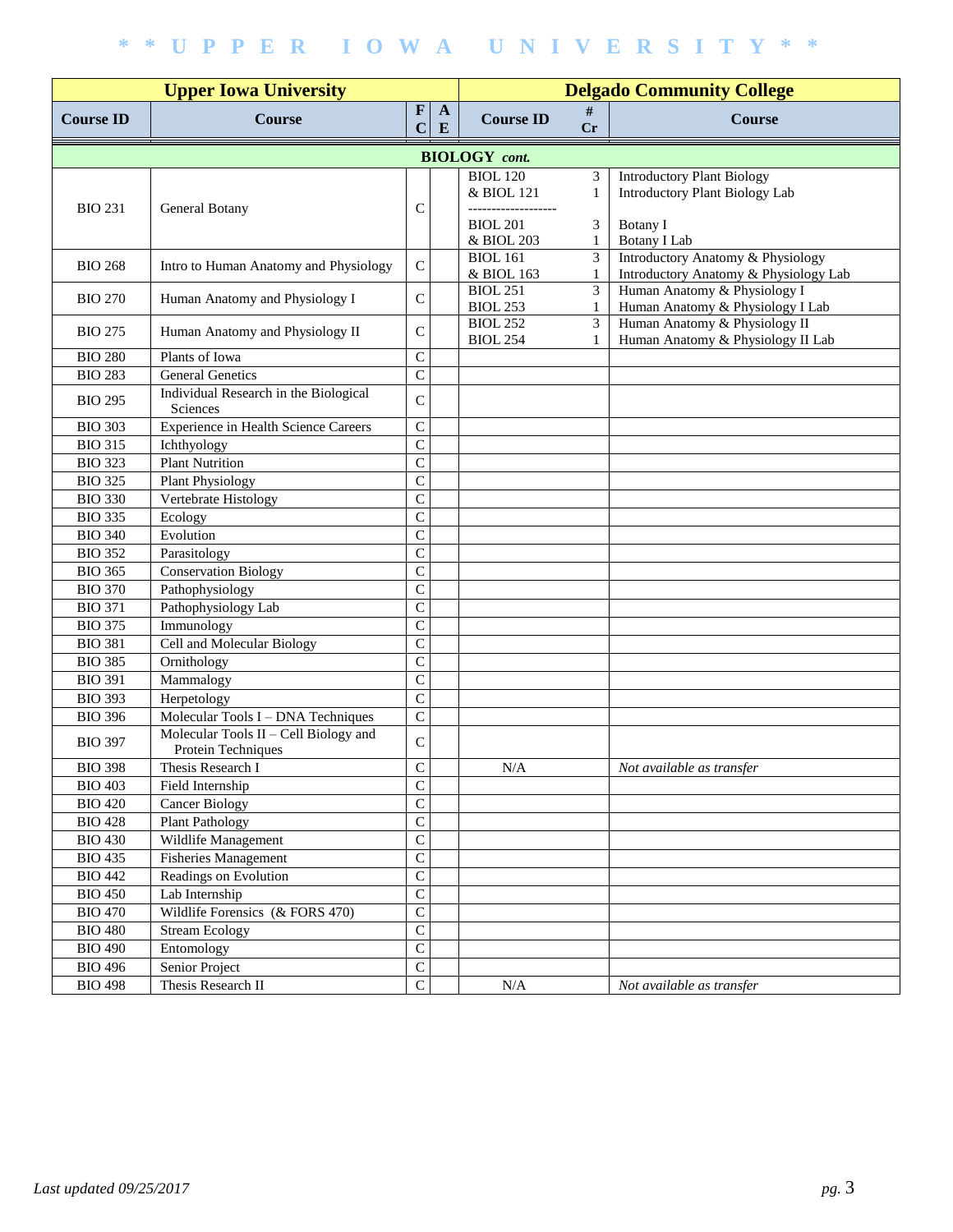# * * U P P E R   I O W A   U N I V E R S I T Y * *

| Upper Iowa University | | | | Delgado Community College | | |
|---|---|---|---|---|---|---|
| **Course ID** | **Course** | **FC** | **AE** | **Course ID** | **# Cr** | **Course** |
| **BIOLOGY** *cont.* | | | | | | |
| BIO 231 | General Botany | C | | BIOL 120<br>& BIOL 121<br>-------------------<br>BIOL 201<br>& BIOL 203 | 3<br>1<br><br>3<br>1 | Introductory Plant Biology<br>Introductory Plant Biology Lab<br><br>Botany I<br>Botany I Lab |
| BIO 268 | Intro to Human Anatomy and Physiology | C | | BIOL 161<br>& BIOL 163 | 3<br>1 | Introductory Anatomy & Physiology<br>Introductory Anatomy & Physiology Lab |
| BIO 270 | Human Anatomy and Physiology I | C | | BIOL 251<br>BIOL 253 | 3<br>1 | Human Anatomy & Physiology I<br>Human Anatomy & Physiology I Lab |
| BIO 275 | Human Anatomy and Physiology II | C | | BIOL 252<br>BIOL 254 | 3<br>1 | Human Anatomy & Physiology II<br>Human Anatomy & Physiology II Lab |
| BIO 280 | Plants of Iowa | C | | | | |
| BIO 283 | General Genetics | C | | | | |
| BIO 295 | Individual Research in the Biological Sciences | C | | | | |
| BIO 303 | Experience in Health Science Careers | C | | | | |
| BIO 315 | Ichthyology | C | | | | |
| BIO 323 | Plant Nutrition | C | | | | |
| BIO 325 | Plant Physiology | C | | | | |
| BIO 330 | Vertebrate Histology | C | | | | |
| BIO 335 | Ecology | C | | | | |
| BIO 340 | Evolution | C | | | | |
| BIO 352 | Parasitology | C | | | | |
| BIO 365 | Conservation Biology | C | | | | |
| BIO 370 | Pathophysiology | C | | | | |
| BIO 371 | Pathophysiology Lab | C | | | | |
| BIO 375 | Immunology | C | | | | |
| BIO 381 | Cell and Molecular Biology | C | | | | |
| BIO 385 | Ornithology | C | | | | |
| BIO 391 | Mammalogy | C | | | | |
| BIO 393 | Herpetology | C | | | | |
| BIO 396 | Molecular Tools I – DNA Techniques | C | | | | |
| BIO 397 | Molecular Tools II – Cell Biology and Protein Techniques | C | | | | |
| BIO 398 | Thesis Research I | C | | N/A | | *Not available as transfer* |
| BIO 403 | Field Internship | C | | | | |
| BIO 420 | Cancer Biology | C | | | | |
| BIO 428 | Plant Pathology | C | | | | |
| BIO 430 | Wildlife Management | C | | | | |
| BIO 435 | Fisheries Management | C | | | | |
| BIO 442 | Readings on Evolution | C | | | | |
| BIO 450 | Lab Internship | C | | | | |
| BIO 470 | Wildlife Forensics (& FORS 470) | C | | | | |
| BIO 480 | Stream Ecology | C | | | | |
| BIO 490 | Entomology | C | | | | |
| BIO 496 | Senior Project | C | | | | |
| BIO 498 | Thesis Research II | C | | N/A | | *Not available as transfer* |

*Last updated 09/25/2017*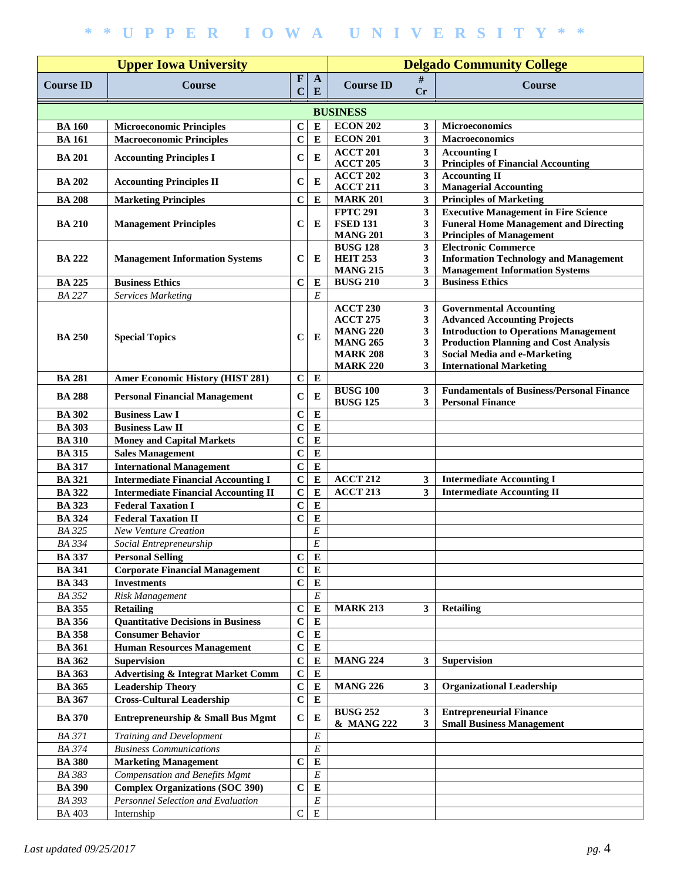| Upper Iowa University | | | | Delgado Community College | | |
|---|---|---|---|---|---|---|
| **Course ID** | **Course** | **FC** | **AE** | **Course ID** | **# Cr** | **Course** |
| **BUSINESS** | | | | | | |
| **BA 160** | **Microeconomic Principles** | **C** | **E** | **ECON 202** | **3** | **Microeconomics** |
| **BA 161** | **Macroeconomic Principles** | **C** | **E** | **ECON 201** | **3** | **Macroeconomics** |
| **BA 201** | **Accounting Principles I** | **C** | **E** | **ACCT 201**<br>**ACCT 205** | **3**<br>**3** | **Accounting I**<br>**Principles of Financial Accounting** |
| **BA 202** | **Accounting Principles II** | **C** | **E** | **ACCT 202**<br>**ACCT 211** | **3**<br>**3** | **Accounting II**<br>**Managerial Accounting** |
| **BA 208** | **Marketing Principles** | **C** | **E** | **MARK 201** | **3** | **Principles of Marketing** |
| **BA 210** | **Management Principles** | **C** | **E** | **FPTC 291**<br>**FSED 131**<br>**MANG 201** | **3**<br>**3**<br>**3** | **Executive Management in Fire Science**<br>**Funeral Home Management and Directing**<br>**Principles of Management** |
| **BA 222** | **Management Information Systems** | **C** | **E** | **BUSG 128**<br>**HEIT 253**<br>**MANG 215** | **3**<br>**3**<br>**3** | **Electronic Commerce**<br>**Information Technology and Management**<br>**Management Information Systems** |
| **BA 225** | **Business Ethics** | **C** | **E** | **BUSG 210** | **3** | **Business Ethics** |
| *BA 227* | *Services Marketing* | | *E* | | | |
| **BA 250** | **Special Topics** | **C** | **E** | **ACCT 230**<br>**ACCT 275**<br>**MANG 220**<br>**MANG 265**<br>**MARK 208**<br>**MARK 220** | **3**<br>**3**<br>**3**<br>**3**<br>**3**<br>**3** | **Governmental Accounting**<br>**Advanced Accounting Projects**<br>**Introduction to Operations Management**<br>**Production Planning and Cost Analysis**<br>**Social Media and e-Marketing**<br>**International Marketing** |
| **BA 281** | **Amer Economic History (HIST 281)** | **C** | **E** | | | |
| **BA 288** | **Personal Financial Management** | **C** | **E** | **BUSG 100**<br>**BUSG 125** | **3**<br>**3** | **Fundamentals of Business/Personal Finance**<br>**Personal Finance** |
| **BA 302** | **Business Law I** | **C** | **E** | | | |
| **BA 303** | **Business Law II** | **C** | **E** | | | |
| **BA 310** | **Money and Capital Markets** | **C** | **E** | | | |
| **BA 315** | **Sales Management** | **C** | **E** | | | |
| **BA 317** | **International Management** | **C** | **E** | | | |
| **BA 321** | **Intermediate Financial Accounting I** | **C** | **E** | **ACCT 212** | **3** | **Intermediate Accounting I** |
| **BA 322** | **Intermediate Financial Accounting II** | **C** | **E** | **ACCT 213** | **3** | **Intermediate Accounting II** |
| **BA 323** | **Federal Taxation I** | **C** | **E** | | | |
| **BA 324** | **Federal Taxation II** | **C** | **E** | | | |
| *BA 325* | *New Venture Creation* | | *E* | | | |
| *BA 334* | *Social Entrepreneurship* | | *E* | | | |
| **BA 337** | **Personal Selling** | **C** | **E** | | | |
| **BA 341** | **Corporate Financial Management** | **C** | **E** | | | |
| **BA 343** | **Investments** | **C** | **E** | | | |
| *BA 352* | *Risk Management* | | *E* | | | |
| **BA 355** | **Retailing** | **C** | **E** | **MARK 213** | **3** | **Retailing** |
| **BA 356** | **Quantitative Decisions in Business** | **C** | **E** | | | |
| **BA 358** | **Consumer Behavior** | **C** | **E** | | | |
| **BA 361** | **Human Resources Management** | **C** | **E** | | | |
| **BA 362** | **Supervision** | **C** | **E** | **MANG 224** | **3** | **Supervision** |
| **BA 363** | **Advertising & Integrat Market Comm** | **C** | **E** | | | |
| **BA 365** | **Leadership Theory** | **C** | **E** | **MANG 226** | **3** | **Organizational Leadership** |
| **BA 367** | **Cross-Cultural Leadership** | **C** | **E** | | | |
| **BA 370** | **Entrepreneurship & Small Bus Mgmt** | **C** | **E** | **BUSG 252**<br>**& MANG 222** | **3**<br>**3** | **Entrepreneurial Finance**<br>**Small Business Management** |
| *BA 371* | *Training and Development* | | *E* | | | |
| *BA 374* | *Business Communications* | | *E* | | | |
| **BA 380** | **Marketing Management** | **C** | **E** | | | |
| *BA 383* | *Compensation and Benefits Mgmt* | | *E* | | | |
| **BA 390** | **Complex Organizations (SOC 390)** | **C** | **E** | | | |
| *BA 393* | *Personnel Selection and Evaluation* | | *E* | | | |
| BA 403 | Internship | C | E | | | |

*Last updated 09/25/2017*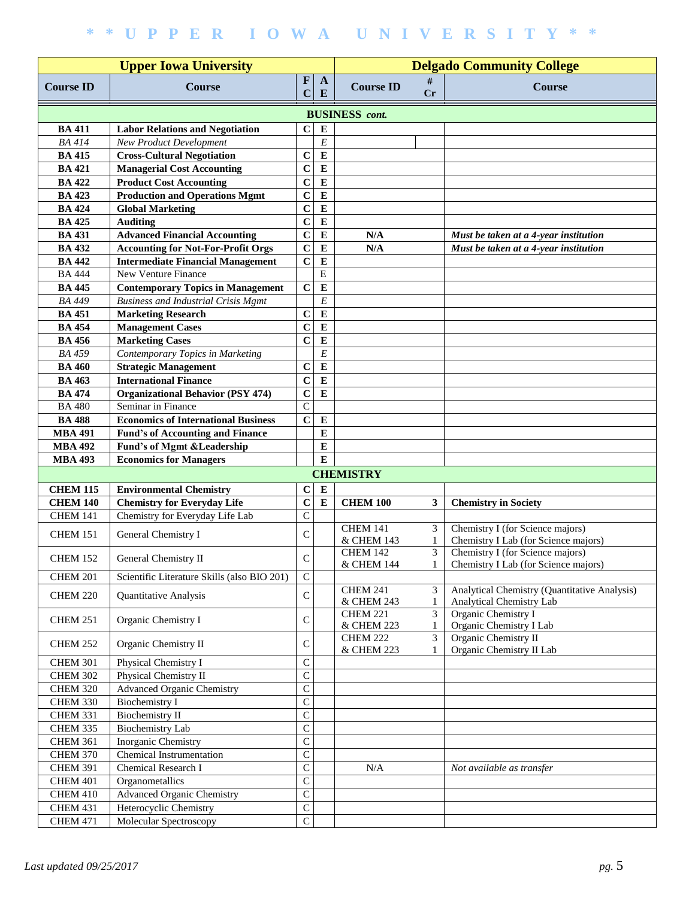| Upper Iowa University | | | | Delgado Community College | | |
|---|---|---|---|---|---|---|
| **Course ID** | **Course** | **FC** | **AE** | **Course ID** | **# Cr** | **Course** |
| | | | | **BUSINESS** *cont.* | | |
| **BA 411** | **Labor Relations and Negotiation** | **C** | **E** | | | |
| *BA 414* | *New Product Development* | | *E* | | | |
| **BA 415** | **Cross-Cultural Negotiation** | **C** | **E** | | | |
| **BA 421** | **Managerial Cost Accounting** | **C** | **E** | | | |
| **BA 422** | **Product Cost Accounting** | **C** | **E** | | | |
| **BA 423** | **Production and Operations Mgmt** | **C** | **E** | | | |
| **BA 424** | **Global Marketing** | **C** | **E** | | | |
| **BA 425** | **Auditing** | **C** | **E** | | | |
| **BA 431** | **Advanced Financial Accounting** | **C** | **E** | **N/A** | | ***Must be taken at a 4-year institution*** |
| **BA 432** | **Accounting for Not-For-Profit Orgs** | **C** | **E** | **N/A** | | ***Must be taken at a 4-year institution*** |
| **BA 442** | **Intermediate Financial Management** | **C** | **E** | | | |
| BA 444 | New Venture Finance | | E | | | |
| **BA 445** | **Contemporary Topics in Management** | **C** | **E** | | | |
| *BA 449* | *Business and Industrial Crisis Mgmt* | | *E* | | | |
| **BA 451** | **Marketing Research** | **C** | **E** | | | |
| **BA 454** | **Management Cases** | **C** | **E** | | | |
| **BA 456** | **Marketing Cases** | **C** | **E** | | | |
| *BA 459* | *Contemporary Topics in Marketing* | | *E* | | | |
| **BA 460** | **Strategic Management** | **C** | **E** | | | |
| **BA 463** | **International Finance** | **C** | **E** | | | |
| **BA 474** | **Organizational Behavior (PSY 474)** | **C** | **E** | | | |
| BA 480 | Seminar in Finance | C | | | | |
| **BA 488** | **Economics of International Business** | **C** | **E** | | | |
| **MBA 491** | **Fund's of Accounting and Finance** | | **E** | | | |
| **MBA 492** | **Fund's of Mgmt &Leadership** | | **E** | | | |
| **MBA 493** | **Economics for Managers** | | **E** | | | |
| | | | | **CHEMISTRY** | | |
| **CHEM 115** | **Environmental Chemistry** | **C** | **E** | | | |
| **CHEM 140** | **Chemistry for Everyday Life** | **C** | **E** | **CHEM 100** | **3** | **Chemistry in Society** |
| CHEM 141 | Chemistry for Everyday Life Lab | C | | | | |
| CHEM 151 | General Chemistry I | C | | CHEM 141<br>& CHEM 143 | 3<br>1 | Chemistry I (for Science majors)<br>Chemistry I Lab (for Science majors) |
| CHEM 152 | General Chemistry II | C | | CHEM 142<br>& CHEM 144 | 3<br>1 | Chemistry I (for Science majors)<br>Chemistry I Lab (for Science majors) |
| CHEM 201 | Scientific Literature Skills (also BIO 201) | C | | | | |
| CHEM 220 | Quantitative Analysis | C | | CHEM 241<br>& CHEM 243 | 3<br>1 | Analytical Chemistry (Quantitative Analysis)<br>Analytical Chemistry Lab |
| CHEM 251 | Organic Chemistry I | C | | CHEM 221<br>& CHEM 223 | 3<br>1 | Organic Chemistry I<br>Organic Chemistry I Lab |
| CHEM 252 | Organic Chemistry II | C | | CHEM 222<br>& CHEM 223 | 3<br>1 | Organic Chemistry II<br>Organic Chemistry II Lab |
| CHEM 301 | Physical Chemistry I | C | | | | |
| CHEM 302 | Physical Chemistry II | C | | | | |
| CHEM 320 | Advanced Organic Chemistry | C | | | | |
| CHEM 330 | Biochemistry I | C | | | | |
| CHEM 331 | Biochemistry II | C | | | | |
| CHEM 335 | Biochemistry Lab | C | | | | |
| CHEM 361 | Inorganic Chemistry | C | | | | |
| CHEM 370 | Chemical Instrumentation | C | | | | |
| CHEM 391 | Chemical Research I | C | | N/A | | *Not available as transfer* |
| CHEM 401 | Organometallics | C | | | | |
| CHEM 410 | Advanced Organic Chemistry | C | | | | |
| CHEM 431 | Heterocyclic Chemistry | C | | | | |
| CHEM 471 | Molecular Spectroscopy | C | | | | |

*Last updated 09/25/2017*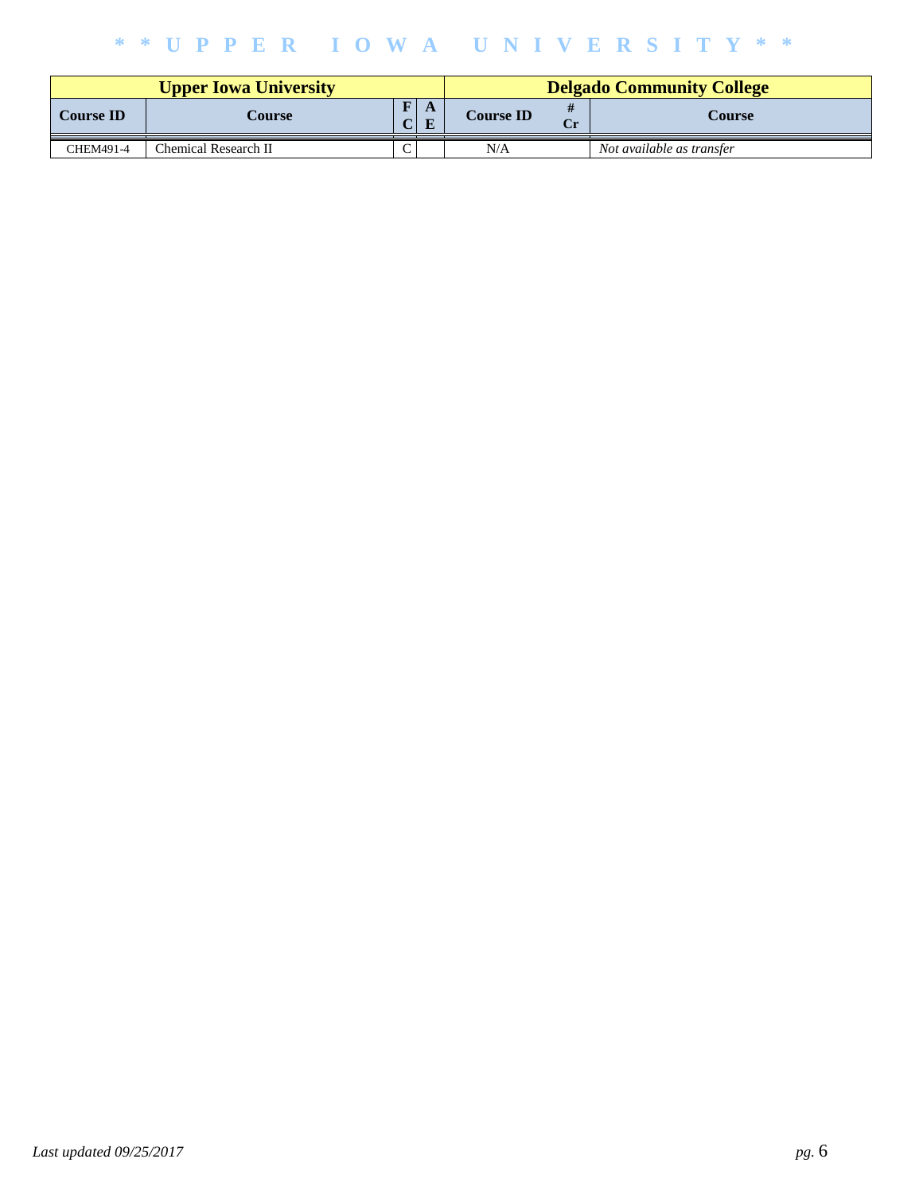| Upper Iowa University | | | | Delgado Community College | | |
|---|---|---|---|---|---|---|
| **Course ID** | **Course** | **FC** | **AE** | **Course ID** | **# Cr** | **Course** |
| CHEM491-4 | Chemical Research II | C | | N/A | | *Not available as transfer* |

*Last updated 09/25/2017*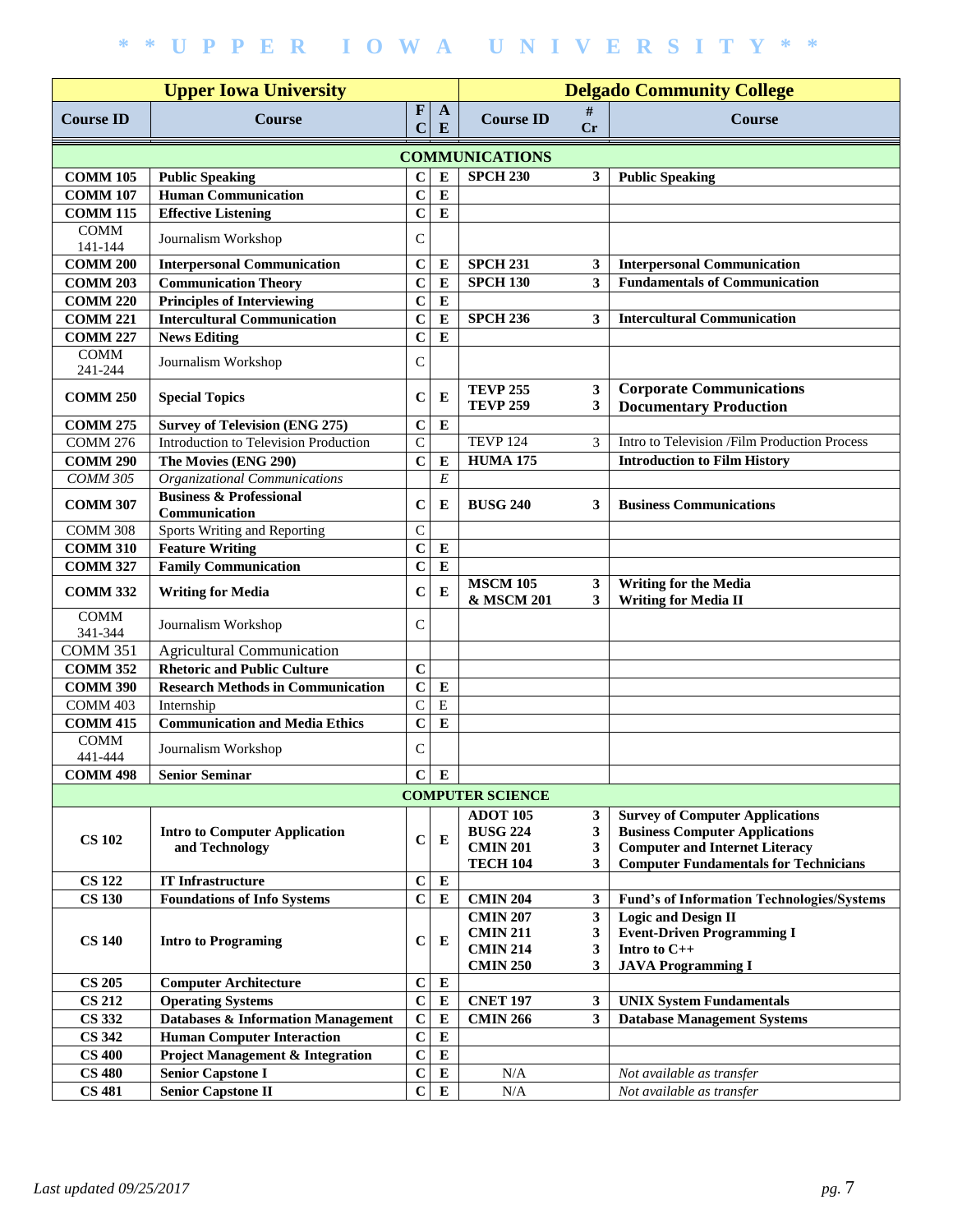# * * UPPER IOWA UNIVERSITY * *

| Upper Iowa University | | | | Delgado Community College | | |
|---|---|---|---|---|---|---|
| **Course ID** | **Course** | **FC** | **AE** | **Course ID** | **# Cr** | **Course** |
| **COMMUNICATIONS** | | | | | | |
| **COMM 105** | **Public Speaking** | **C** | **E** | **SPCH 230** | **3** | **Public Speaking** |
| **COMM 107** | **Human Communication** | **C** | **E** | | | |
| **COMM 115** | **Effective Listening** | **C** | **E** | | | |
| COMM 141-144 | Journalism Workshop | C | | | | |
| **COMM 200** | **Interpersonal Communication** | **C** | **E** | **SPCH 231** | **3** | **Interpersonal Communication** |
| **COMM 203** | **Communication Theory** | **C** | **E** | **SPCH 130** | **3** | **Fundamentals of Communication** |
| **COMM 220** | **Principles of Interviewing** | **C** | **E** | | | |
| **COMM 221** | **Intercultural Communication** | **C** | **E** | **SPCH 236** | **3** | **Intercultural Communication** |
| **COMM 227** | **News Editing** | **C** | **E** | | | |
| COMM 241-244 | Journalism Workshop | C | | | | |
| **COMM 250** | **Special Topics** | **C** | **E** | **TEVP 255**<br>**TEVP 259** | **3**<br>**3** | **Corporate Communications**<br>**Documentary Production** |
| **COMM 275** | **Survey of Television (ENG 275)** | **C** | **E** | | | |
| COMM 276 | Introduction to Television Production | C | | TEVP 124 | 3 | Intro to Television /Film Production Process |
| **COMM 290** | **The Movies (ENG 290)** | **C** | **E** | **HUMA 175** | | **Introduction to Film History** |
| *COMM 305* | *Organizational Communications* | | *E* | | | |
| **COMM 307** | **Business & Professional Communication** | **C** | **E** | **BUSG 240** | **3** | **Business Communications** |
| COMM 308 | Sports Writing and Reporting | C | | | | |
| **COMM 310** | **Feature Writing** | **C** | **E** | | | |
| **COMM 327** | **Family Communication** | **C** | **E** | | | |
| **COMM 332** | **Writing for Media** | **C** | **E** | **MSCM 105**<br>**& MSCM 201** | **3**<br>**3** | **Writing for the Media**<br>**Writing for Media II** |
| COMM 341-344 | Journalism Workshop | C | | | | |
| COMM 351 | Agricultural Communication | | | | | |
| **COMM 352** | **Rhetoric and Public Culture** | **C** | | | | |
| **COMM 390** | **Research Methods in Communication** | **C** | **E** | | | |
| COMM 403 | Internship | C | E | | | |
| **COMM 415** | **Communication and Media Ethics** | **C** | **E** | | | |
| COMM 441-444 | Journalism Workshop | C | | | | |
| **COMM 498** | **Senior Seminar** | **C** | **E** | | | |
| **COMPUTER SCIENCE** | | | | | | |
| **CS 102** | **Intro to Computer Application and Technology** | **C** | **E** | **ADOT 105**<br>**BUSG 224**<br>**CMIN 201**<br>**TECH 104** | **3**<br>**3**<br>**3**<br>**3** | **Survey of Computer Applications**<br>**Business Computer Applications**<br>**Computer and Internet Literacy**<br>**Computer Fundamentals for Technicians** |
| **CS 122** | **IT Infrastructure** | **C** | **E** | | | |
| **CS 130** | **Foundations of Info Systems** | **C** | **E** | **CMIN 204** | **3** | **Fund's of Information Technologies/Systems** |
| **CS 140** | **Intro to Programing** | **C** | **E** | **CMIN 207**<br>**CMIN 211**<br>**CMIN 214**<br>**CMIN 250** | **3**<br>**3**<br>**3**<br>**3** | **Logic and Design II**<br>**Event-Driven Programming I**<br>**Intro to C++**<br>**JAVA Programming I** |
| **CS 205** | **Computer Architecture** | **C** | **E** | | | |
| **CS 212** | **Operating Systems** | **C** | **E** | **CNET 197** | **3** | **UNIX System Fundamentals** |
| **CS 332** | **Databases & Information Management** | **C** | **E** | **CMIN 266** | **3** | **Database Management Systems** |
| **CS 342** | **Human Computer Interaction** | **C** | **E** | | | |
| **CS 400** | **Project Management & Integration** | **C** | **E** | | | |
| **CS 480** | **Senior Capstone I** | **C** | **E** | N/A | | *Not available as transfer* |
| **CS 481** | **Senior Capstone II** | **C** | **E** | N/A | | *Not available as transfer* |

*Last updated 09/25/2017*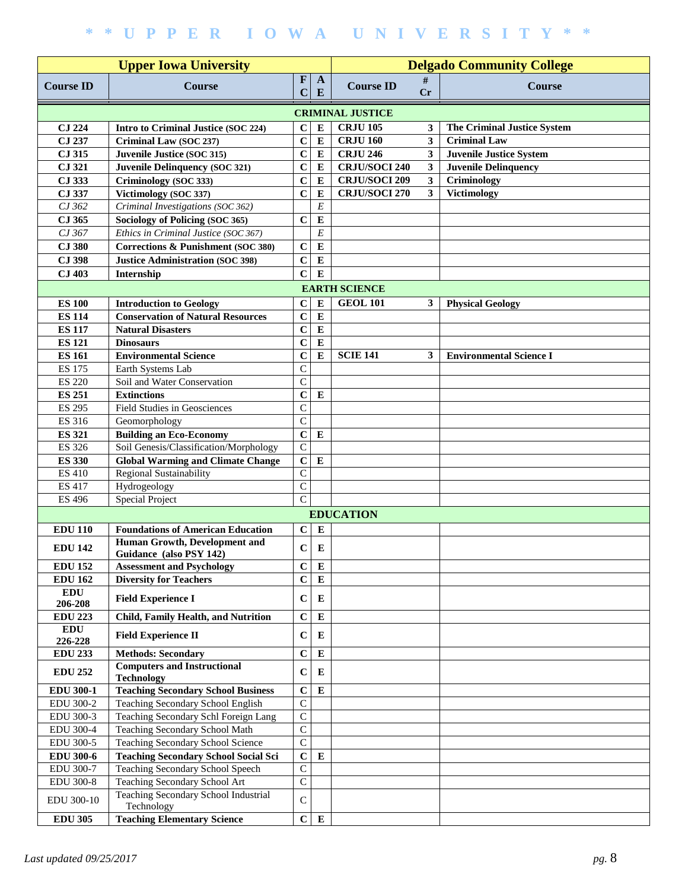**\* \* UPPER IOWA UNIVERSITY \* \***

| Upper Iowa University | | | | Delgado Community College | | |
|---|---|---|---|---|---|---|
| **Course ID** | **Course** | **F C** | **A E** | **Course ID** | **# Cr** | **Course** |
| **CRIMINAL JUSTICE** | | | | | | |
| **CJ 224** | **Intro to Criminal Justice (SOC 224)** | **C** | **E** | **CRJU 105** | **3** | **The Criminal Justice System** |
| **CJ 237** | **Criminal Law (SOC 237)** | **C** | **E** | **CRJU 160** | **3** | **Criminal Law** |
| **CJ 315** | **Juvenile Justice (SOC 315)** | **C** | **E** | **CRJU 246** | **3** | **Juvenile Justice System** |
| **CJ 321** | **Juvenile Delinquency (SOC 321)** | **C** | **E** | **CRJU/SOCI 240** | **3** | **Juvenile Delinquency** |
| **CJ 333** | **Criminology (SOC 333)** | **C** | **E** | **CRJU/SOCI 209** | **3** | **Criminology** |
| **CJ 337** | **Victimology (SOC 337)** | **C** | **E** | **CRJU/SOCI 270** | **3** | **Victimology** |
| *CJ 362* | *Criminal Investigations (SOC 362)* | | *E* | | | |
| **CJ 365** | **Sociology of Policing (SOC 365)** | **C** | **E** | | | |
| *CJ 367* | *Ethics in Criminal Justice (SOC 367)* | | *E* | | | |
| **CJ 380** | **Corrections & Punishment (SOC 380)** | **C** | **E** | | | |
| **CJ 398** | **Justice Administration (SOC 398)** | **C** | **E** | | | |
| **CJ 403** | **Internship** | **C** | **E** | | | |
| **EARTH SCIENCE** | | | | | | |
| **ES 100** | **Introduction to Geology** | **C** | **E** | **GEOL 101** | **3** | **Physical Geology** |
| **ES 114** | **Conservation of Natural Resources** | **C** | **E** | | | |
| **ES 117** | **Natural Disasters** | **C** | **E** | | | |
| **ES 121** | **Dinosaurs** | **C** | **E** | | | |
| **ES 161** | **Environmental Science** | **C** | **E** | **SCIE 141** | **3** | **Environmental Science I** |
| ES 175 | Earth Systems Lab | C | | | | |
| ES 220 | Soil and Water Conservation | C | | | | |
| **ES 251** | **Extinctions** | **C** | **E** | | | |
| ES 295 | Field Studies in Geosciences | C | | | | |
| ES 316 | Geomorphology | C | | | | |
| **ES 321** | **Building an Eco-Economy** | **C** | **E** | | | |
| ES 326 | Soil Genesis/Classification/Morphology | C | | | | |
| **ES 330** | **Global Warming and Climate Change** | **C** | **E** | | | |
| ES 410 | Regional Sustainability | C | | | | |
| ES 417 | Hydrogeology | C | | | | |
| ES 496 | Special Project | C | | | | |
| **EDUCATION** | | | | | | |
| **EDU 110** | **Foundations of American Education** | **C** | **E** | | | |
| **EDU 142** | **Human Growth, Development and Guidance (also PSY 142)** | **C** | **E** | | | |
| **EDU 152** | **Assessment and Psychology** | **C** | **E** | | | |
| **EDU 162** | **Diversity for Teachers** | **C** | **E** | | | |
| **EDU 206-208** | **Field Experience I** | **C** | **E** | | | |
| **EDU 223** | **Child, Family Health, and Nutrition** | **C** | **E** | | | |
| **EDU 226-228** | **Field Experience II** | **C** | **E** | | | |
| **EDU 233** | **Methods: Secondary** | **C** | **E** | | | |
| **EDU 252** | **Computers and Instructional Technology** | **C** | **E** | | | |
| **EDU 300-1** | **Teaching Secondary School Business** | **C** | **E** | | | |
| EDU 300-2 | Teaching Secondary School English | C | | | | |
| EDU 300-3 | Teaching Secondary Schl Foreign Lang | C | | | | |
| EDU 300-4 | Teaching Secondary School Math | C | | | | |
| EDU 300-5 | Teaching Secondary School Science | C | | | | |
| **EDU 300-6** | **Teaching Secondary School Social Sci** | **C** | **E** | | | |
| EDU 300-7 | Teaching Secondary School Speech | C | | | | |
| EDU 300-8 | Teaching Secondary School Art | C | | | | |
| EDU 300-10 | Teaching Secondary School Industrial Technology | C | | | | |
| **EDU 305** | **Teaching Elementary Science** | **C** | **E** | | | |

*Last updated 09/25/2017*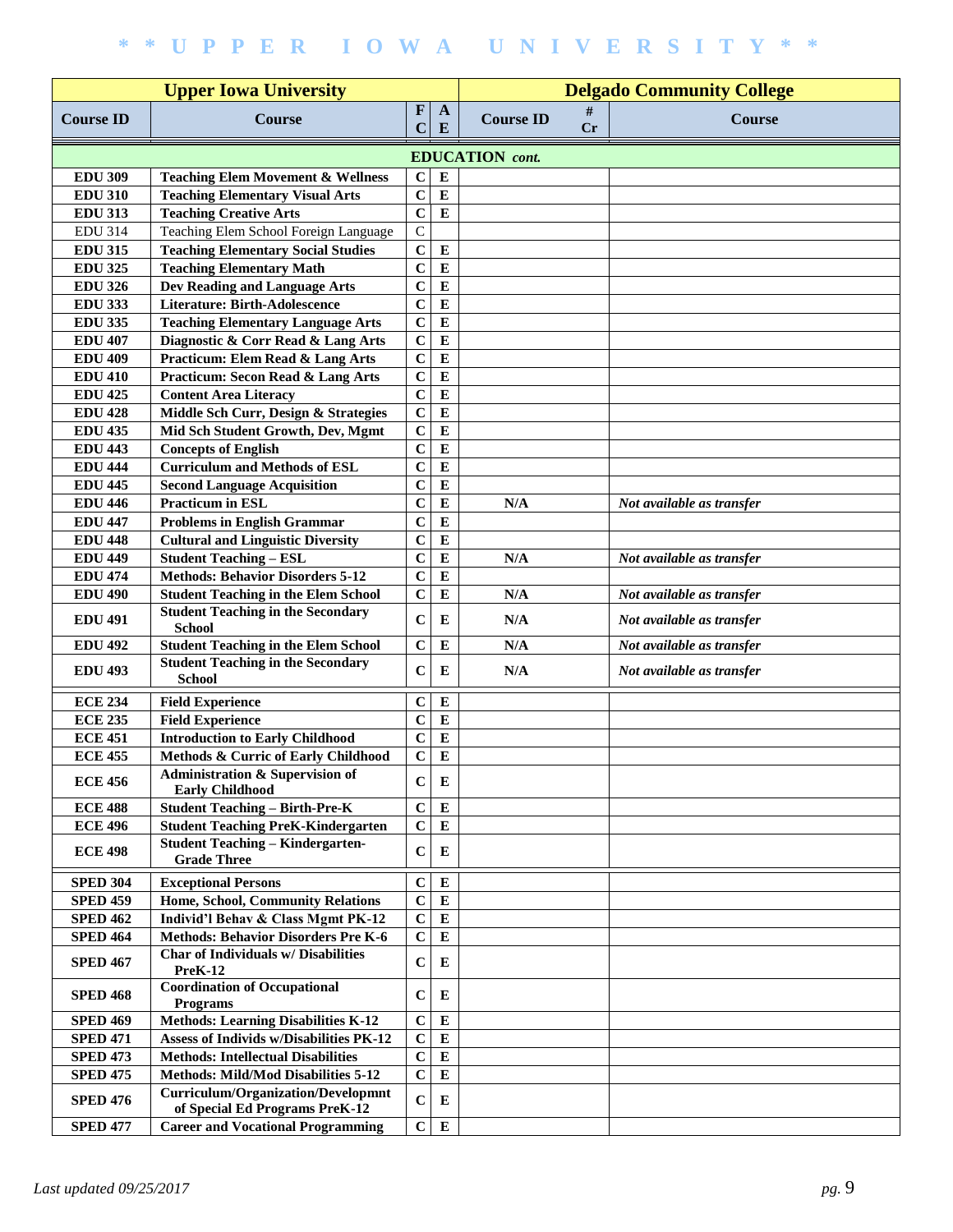| Upper Iowa University | | | | Delgado Community College | | |
|---|---|---|---|---|---|---|
| **Course ID** | **Course** | **FC** | **AE** | **Course ID** | **# Cr** | **Course** |
| | | | **EDUCATION** *cont.* | | | |
| **EDU 309** | **Teaching Elem Movement & Wellness** | **C** | **E** | | | |
| **EDU 310** | **Teaching Elementary Visual Arts** | **C** | **E** | | | |
| **EDU 313** | **Teaching Creative Arts** | **C** | **E** | | | |
| EDU 314 | Teaching Elem School Foreign Language | C | | | | |
| **EDU 315** | **Teaching Elementary Social Studies** | **C** | **E** | | | |
| **EDU 325** | **Teaching Elementary Math** | **C** | **E** | | | |
| **EDU 326** | **Dev Reading and Language Arts** | **C** | **E** | | | |
| **EDU 333** | **Literature: Birth-Adolescence** | **C** | **E** | | | |
| **EDU 335** | **Teaching Elementary Language Arts** | **C** | **E** | | | |
| **EDU 407** | **Diagnostic & Corr Read & Lang Arts** | **C** | **E** | | | |
| **EDU 409** | **Practicum: Elem Read & Lang Arts** | **C** | **E** | | | |
| **EDU 410** | **Practicum: Secon Read & Lang Arts** | **C** | **E** | | | |
| **EDU 425** | **Content Area Literacy** | **C** | **E** | | | |
| **EDU 428** | **Middle Sch Curr, Design & Strategies** | **C** | **E** | | | |
| **EDU 435** | **Mid Sch Student Growth, Dev, Mgmt** | **C** | **E** | | | |
| **EDU 443** | **Concepts of English** | **C** | **E** | | | |
| **EDU 444** | **Curriculum and Methods of ESL** | **C** | **E** | | | |
| **EDU 445** | **Second Language Acquisition** | **C** | **E** | | | |
| **EDU 446** | **Practicum in ESL** | **C** | **E** | **N/A** | | ***Not available as transfer*** |
| **EDU 447** | **Problems in English Grammar** | **C** | **E** | | | |
| **EDU 448** | **Cultural and Linguistic Diversity** | **C** | **E** | | | |
| **EDU 449** | **Student Teaching – ESL** | **C** | **E** | **N/A** | | ***Not available as transfer*** |
| **EDU 474** | **Methods: Behavior Disorders 5-12** | **C** | **E** | | | |
| **EDU 490** | **Student Teaching in the Elem School** | **C** | **E** | **N/A** | | ***Not available as transfer*** |
| **EDU 491** | **Student Teaching in the Secondary School** | **C** | **E** | **N/A** | | ***Not available as transfer*** |
| **EDU 492** | **Student Teaching in the Elem School** | **C** | **E** | **N/A** | | ***Not available as transfer*** |
| **EDU 493** | **Student Teaching in the Secondary School** | **C** | **E** | **N/A** | | ***Not available as transfer*** |
| **ECE 234** | **Field Experience** | **C** | **E** | | | |
| **ECE 235** | **Field Experience** | **C** | **E** | | | |
| **ECE 451** | **Introduction to Early Childhood** | **C** | **E** | | | |
| **ECE 455** | **Methods & Curric of Early Childhood** | **C** | **E** | | | |
| **ECE 456** | **Administration & Supervision of Early Childhood** | **C** | **E** | | | |
| **ECE 488** | **Student Teaching – Birth-Pre-K** | **C** | **E** | | | |
| **ECE 496** | **Student Teaching PreK-Kindergarten** | **C** | **E** | | | |
| **ECE 498** | **Student Teaching – Kindergarten-Grade Three** | **C** | **E** | | | |
| **SPED 304** | **Exceptional Persons** | **C** | **E** | | | |
| **SPED 459** | **Home, School, Community Relations** | **C** | **E** | | | |
| **SPED 462** | **Individ'l Behav & Class Mgmt PK-12** | **C** | **E** | | | |
| **SPED 464** | **Methods: Behavior Disorders Pre K-6** | **C** | **E** | | | |
| **SPED 467** | **Char of Individuals w/ Disabilities PreK-12** | **C** | **E** | | | |
| **SPED 468** | **Coordination of Occupational Programs** | **C** | **E** | | | |
| **SPED 469** | **Methods: Learning Disabilities K-12** | **C** | **E** | | | |
| **SPED 471** | **Assess of Individs w/Disabilities PK-12** | **C** | **E** | | | |
| **SPED 473** | **Methods: Intellectual Disabilities** | **C** | **E** | | | |
| **SPED 475** | **Methods: Mild/Mod Disabilities 5-12** | **C** | **E** | | | |
| **SPED 476** | **Curriculum/Organization/Developmnt of Special Ed Programs PreK-12** | **C** | **E** | | | |
| **SPED 477** | **Career and Vocational Programming** | **C** | **E** | | | |

*Last updated 09/25/2017*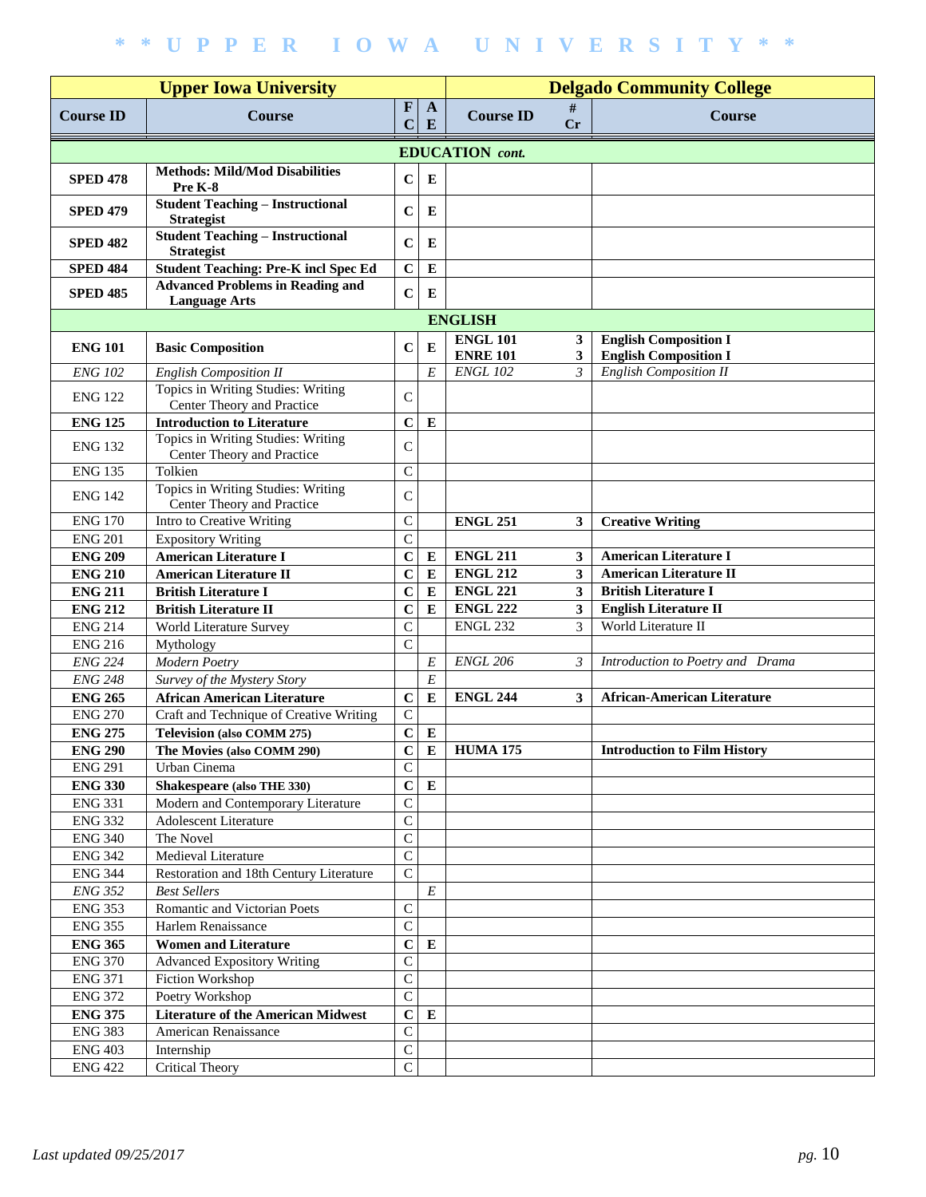# * * UPPER IOWA UNIVERSITY * *

| Upper Iowa University | | | | Delgado Community College | | |
|---|---|---|---|---|---|---|
| **Course ID** | **Course** | **FC** | **AE** | **Course ID** | **# Cr** | **Course** |
| | | | | **EDUCATION** *cont.* | | |
| **SPED 478** | **Methods: Mild/Mod Disabilities Pre K-8** | **C** | **E** | | | |
| **SPED 479** | **Student Teaching – Instructional Strategist** | **C** | **E** | | | |
| **SPED 482** | **Student Teaching – Instructional Strategist** | **C** | **E** | | | |
| **SPED 484** | **Student Teaching: Pre-K incl Spec Ed** | **C** | **E** | | | |
| **SPED 485** | **Advanced Problems in Reading and Language Arts** | **C** | **E** | | | |
| | | | | **ENGLISH** | | |
| **ENG 101** | **Basic Composition** | **C** | **E** | **ENGL 101**<br>**ENRE 101** | **3**<br>**3** | **English Composition I**<br>**English Composition I** |
| *ENG 102* | *English Composition II* | | *E* | *ENGL 102* | *3* | *English Composition II* |
| ENG 122 | Topics in Writing Studies: Writing Center Theory and Practice | C | | | | |
| **ENG 125** | **Introduction to Literature** | **C** | **E** | | | |
| ENG 132 | Topics in Writing Studies: Writing Center Theory and Practice | C | | | | |
| ENG 135 | Tolkien | C | | | | |
| ENG 142 | Topics in Writing Studies: Writing Center Theory and Practice | C | | | | |
| ENG 170 | Intro to Creative Writing | C | | **ENGL 251** | **3** | **Creative Writing** |
| ENG 201 | Expository Writing | C | | | | |
| **ENG 209** | **American Literature I** | **C** | **E** | **ENGL 211** | **3** | **American Literature I** |
| **ENG 210** | **American Literature II** | **C** | **E** | **ENGL 212** | **3** | **American Literature II** |
| **ENG 211** | **British Literature I** | **C** | **E** | **ENGL 221** | **3** | **British Literature I** |
| **ENG 212** | **British Literature II** | **C** | **E** | **ENGL 222** | **3** | **English Literature II** |
| ENG 214 | World Literature Survey | C | | ENGL 232 | 3 | World Literature II |
| ENG 216 | Mythology | C | | | | |
| *ENG 224* | *Modern Poetry* | | *E* | *ENGL 206* | *3* | *Introduction to Poetry and Drama* |
| *ENG 248* | *Survey of the Mystery Story* | | *E* | | | |
| **ENG 265** | **African American Literature** | **C** | **E** | **ENGL 244** | **3** | **African-American Literature** |
| ENG 270 | Craft and Technique of Creative Writing | C | | | | |
| **ENG 275** | **Television (also COMM 275)** | **C** | **E** | | | |
| **ENG 290** | **The Movies (also COMM 290)** | **C** | **E** | **HUMA 175** | | **Introduction to Film History** |
| ENG 291 | Urban Cinema | C | | | | |
| **ENG 330** | **Shakespeare (also THE 330)** | **C** | **E** | | | |
| ENG 331 | Modern and Contemporary Literature | C | | | | |
| ENG 332 | Adolescent Literature | C | | | | |
| ENG 340 | The Novel | C | | | | |
| ENG 342 | Medieval Literature | C | | | | |
| ENG 344 | Restoration and 18th Century Literature | C | | | | |
| *ENG 352* | *Best Sellers* | | *E* | | | |
| ENG 353 | Romantic and Victorian Poets | C | | | | |
| ENG 355 | Harlem Renaissance | C | | | | |
| **ENG 365** | **Women and Literature** | **C** | **E** | | | |
| ENG 370 | Advanced Expository Writing | C | | | | |
| ENG 371 | Fiction Workshop | C | | | | |
| ENG 372 | Poetry Workshop | C | | | | |
| **ENG 375** | **Literature of the American Midwest** | **C** | **E** | | | |
| ENG 383 | American Renaissance | C | | | | |
| ENG 403 | Internship | C | | | | |
| ENG 422 | Critical Theory | C | | | | |

*Last updated 09/25/2017*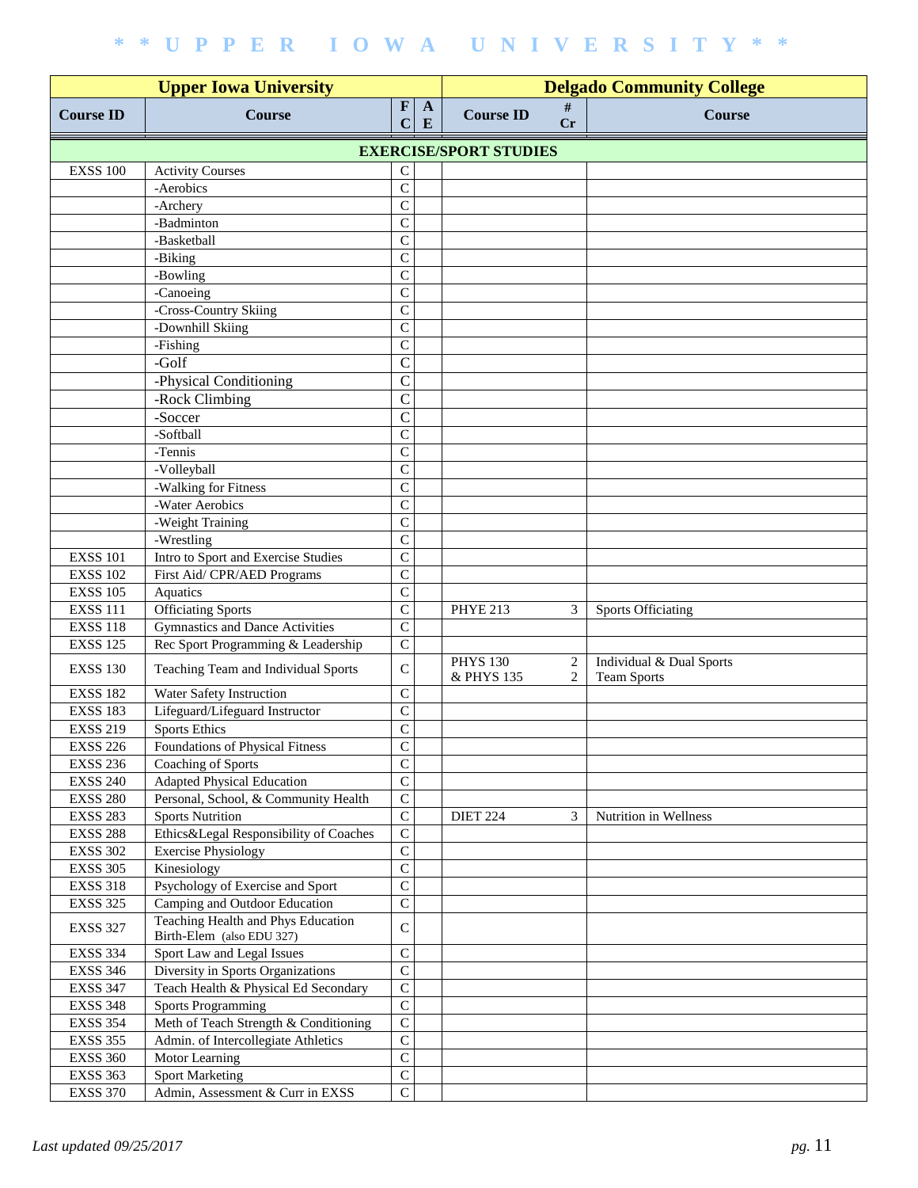# * * U P P E R   I O W A   U N I V E R S I T Y * *

| Upper Iowa University | | | | Delgado Community College | | |
|---|---|---|---|---|---|---|
| **Course ID** | **Course** | **FC** | **AE** | **Course ID** | **# Cr** | **Course** |
| **EXERCISE/SPORT STUDIES** | | | | | | |
| EXSS 100 | Activity Courses | C | | | | |
| | -Aerobics | C | | | | |
| | -Archery | C | | | | |
| | -Badminton | C | | | | |
| | -Basketball | C | | | | |
| | -Biking | C | | | | |
| | -Bowling | C | | | | |
| | -Canoeing | C | | | | |
| | -Cross-Country Skiing | C | | | | |
| | -Downhill Skiing | C | | | | |
| | -Fishing | C | | | | |
| | -Golf | C | | | | |
| | -Physical Conditioning | C | | | | |
| | -Rock Climbing | C | | | | |
| | -Soccer | C | | | | |
| | -Softball | C | | | | |
| | -Tennis | C | | | | |
| | -Volleyball | C | | | | |
| | -Walking for Fitness | C | | | | |
| | -Water Aerobics | C | | | | |
| | -Weight Training | C | | | | |
| | -Wrestling | C | | | | |
| EXSS 101 | Intro to Sport and Exercise Studies | C | | | | |
| EXSS 102 | First Aid/ CPR/AED Programs | C | | | | |
| EXSS 105 | Aquatics | C | | | | |
| EXSS 111 | Officiating Sports | C | | PHYE 213 | 3 | Sports Officiating |
| EXSS 118 | Gymnastics and Dance Activities | C | | | | |
| EXSS 125 | Rec Sport Programming & Leadership | C | | | | |
| EXSS 130 | Teaching Team and Individual Sports | C | | PHYS 130<br>& PHYS 135 | 2<br>2 | Individual & Dual Sports<br>Team Sports |
| EXSS 182 | Water Safety Instruction | C | | | | |
| EXSS 183 | Lifeguard/Lifeguard Instructor | C | | | | |
| EXSS 219 | Sports Ethics | C | | | | |
| EXSS 226 | Foundations of Physical Fitness | C | | | | |
| EXSS 236 | Coaching of Sports | C | | | | |
| EXSS 240 | Adapted Physical Education | C | | | | |
| EXSS 280 | Personal, School, & Community Health | C | | | | |
| EXSS 283 | Sports Nutrition | C | | DIET 224 | 3 | Nutrition in Wellness |
| EXSS 288 | Ethics&Legal Responsibility of Coaches | C | | | | |
| EXSS 302 | Exercise Physiology | C | | | | |
| EXSS 305 | Kinesiology | C | | | | |
| EXSS 318 | Psychology of Exercise and Sport | C | | | | |
| EXSS 325 | Camping and Outdoor Education | C | | | | |
| EXSS 327 | Teaching Health and Phys Education Birth-Elem (also EDU 327) | C | | | | |
| EXSS 334 | Sport Law and Legal Issues | C | | | | |
| EXSS 346 | Diversity in Sports Organizations | C | | | | |
| EXSS 347 | Teach Health & Physical Ed Secondary | C | | | | |
| EXSS 348 | Sports Programming | C | | | | |
| EXSS 354 | Meth of Teach Strength & Conditioning | C | | | | |
| EXSS 355 | Admin. of Intercollegiate Athletics | C | | | | |
| EXSS 360 | Motor Learning | C | | | | |
| EXSS 363 | Sport Marketing | C | | | | |
| EXSS 370 | Admin, Assessment & Curr in EXSS | C | | | | |

*Last updated 09/25/2017*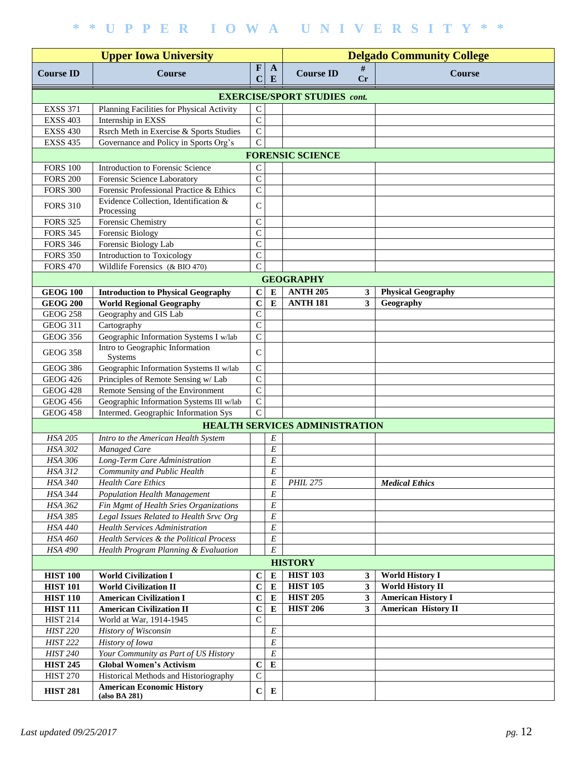# * * UPPER IOWA UNIVERSITY * *

| Upper Iowa University | | | | Delgado Community College | | |
|---|---|---|---|---|---|---|
| **Course ID** | **Course** | **FC** | **AE** | **Course ID** | **# Cr** | **Course** |
| | | | | **EXERCISE/SPORT STUDIES** ***cont.*** | | |
| EXSS 371 | Planning Facilities for Physical Activity | C | | | | |
| EXSS 403 | Internship in EXSS | C | | | | |
| EXSS 430 | Rsrch Meth in Exercise & Sports Studies | C | | | | |
| EXSS 435 | Governance and Policy in Sports Org's | C | | | | |
| | | | | **FORENSIC SCIENCE** | | |
| FORS 100 | Introduction to Forensic Science | C | | | | |
| FORS 200 | Forensic Science Laboratory | C | | | | |
| FORS 300 | Forensic Professional Practice & Ethics | C | | | | |
| FORS 310 | Evidence Collection, Identification & Processing | C | | | | |
| FORS 325 | Forensic Chemistry | C | | | | |
| FORS 345 | Forensic Biology | C | | | | |
| FORS 346 | Forensic Biology Lab | C | | | | |
| FORS 350 | Introduction to Toxicology | C | | | | |
| FORS 470 | Wildlife Forensics (& BIO 470) | C | | | | |
| | | | | **GEOGRAPHY** | | |
| **GEOG 100** | **Introduction to Physical Geography** | **C** | **E** | **ANTH 205** | **3** | **Physical Geography** |
| **GEOG 200** | **World Regional Geography** | **C** | **E** | **ANTH 181** | **3** | **Geography** |
| GEOG 258 | Geography and GIS Lab | C | | | | |
| GEOG 311 | Cartography | C | | | | |
| GEOG 356 | Geographic Information Systems I w/lab | C | | | | |
| GEOG 358 | Intro to Geographic Information Systems | C | | | | |
| GEOG 386 | Geographic Information Systems II w/lab | C | | | | |
| GEOG 426 | Principles of Remote Sensing w/ Lab | C | | | | |
| GEOG 428 | Remote Sensing of the Environment | C | | | | |
| GEOG 456 | Geographic Information Systems III w/lab | C | | | | |
| GEOG 458 | Intermed. Geographic Information Sys | C | | | | |
| | | | | **HEALTH SERVICES ADMINISTRATION** | | |
| *HSA 205* | *Intro to the American Health System* | | *E* | | | |
| *HSA 302* | *Managed Care* | | *E* | | | |
| *HSA 306* | *Long-Term Care Administration* | | *E* | | | |
| *HSA 312* | *Community and Public Health* | | *E* | | | |
| *HSA 340* | *Health Care Ethics* | | *E* | *PHIL 275* | | ***Medical Ethics*** |
| *HSA 344* | *Population Health Management* | | *E* | | | |
| *HSA 362* | *Fin Mgmt of Health Sries Organizations* | | *E* | | | |
| *HSA 385* | *Legal Issues Related to Health Srvc Org* | | *E* | | | |
| *HSA 440* | *Health Services Administration* | | *E* | | | |
| *HSA 460* | *Health Services & the Political Process* | | *E* | | | |
| *HSA 490* | *Health Program Planning & Evaluation* | | *E* | | | |
| | | | | **HISTORY** | | |
| **HIST 100** | **World Civilization I** | **C** | **E** | **HIST 103** | **3** | **World History I** |
| **HIST 101** | **World Civilization II** | **C** | **E** | **HIST 105** | **3** | **World History II** |
| **HIST 110** | **American Civilization I** | **C** | **E** | **HIST 205** | **3** | **American History I** |
| **HIST 111** | **American Civilization II** | **C** | **E** | **HIST 206** | **3** | **American History II** |
| HIST 214 | World at War, 1914-1945 | C | | | | |
| *HIST 220* | *History of Wisconsin* | | *E* | | | |
| *HIST 222* | *History of Iowa* | | *E* | | | |
| *HIST 240* | *Your Community as Part of US History* | | *E* | | | |
| **HIST 245** | **Global Women's Activism** | **C** | **E** | | | |
| HIST 270 | Historical Methods and Historiography | C | | | | |
| **HIST 281** | **American Economic History (also BA 281)** | **C** | **E** | | | |

*Last updated 09/25/2017*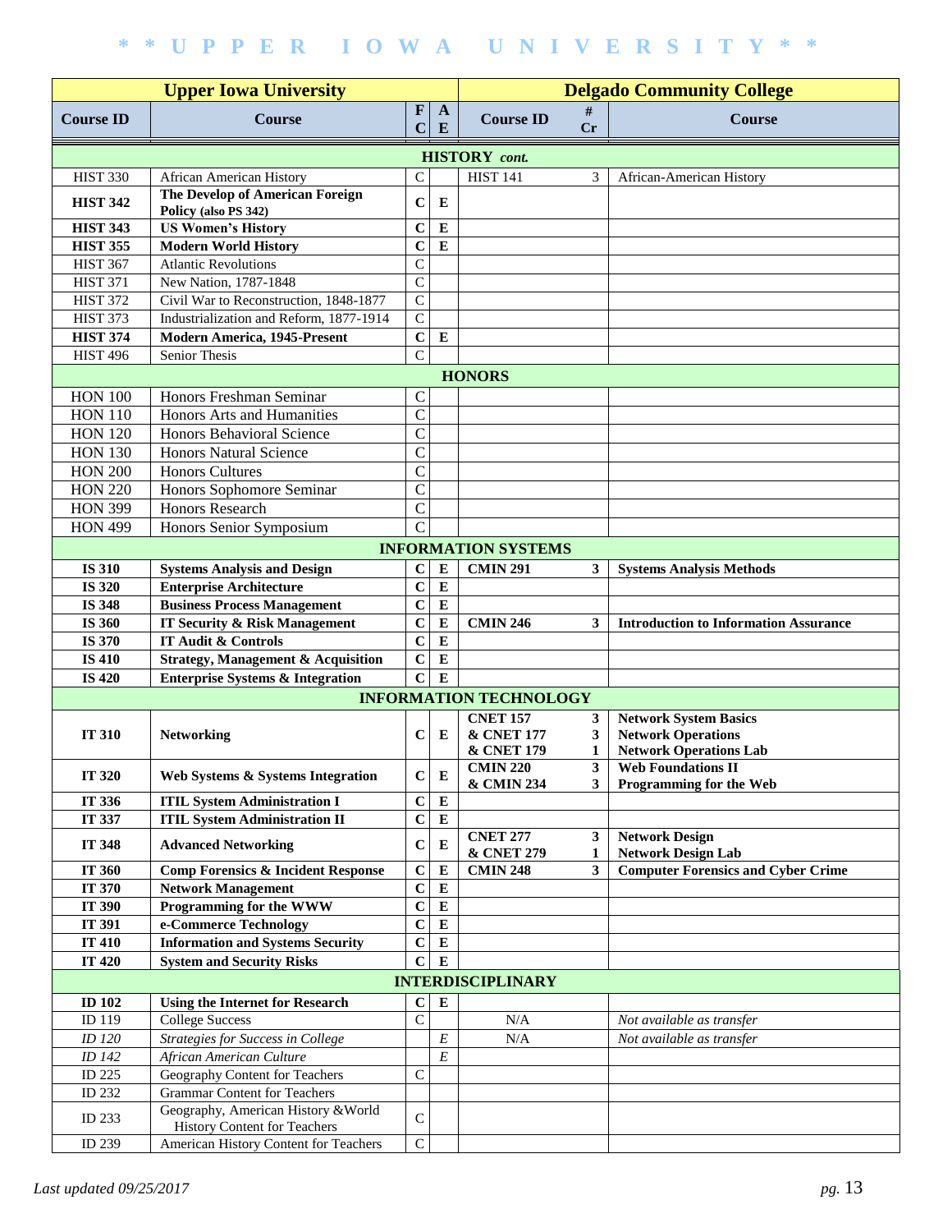| Upper Iowa University | | | | Delgado Community College | | |
|---|---|---|---|---|---|---|
| **Course ID** | **Course** | **FC** | **AE** | **Course ID** | **# Cr** | **Course** |
| | | | **HISTORY** *cont.* | | | |
| HIST 330 | African American History | C | | HIST 141 | 3 | African-American History |
| **HIST 342** | **The Develop of American Foreign Policy (also PS 342)** | **C** | **E** | | | |
| **HIST 343** | **US Women's History** | **C** | **E** | | | |
| **HIST 355** | **Modern World History** | **C** | **E** | | | |
| HIST 367 | Atlantic Revolutions | C | | | | |
| HIST 371 | New Nation, 1787-1848 | C | | | | |
| HIST 372 | Civil War to Reconstruction, 1848-1877 | C | | | | |
| HIST 373 | Industrialization and Reform, 1877-1914 | C | | | | |
| **HIST 374** | **Modern America, 1945-Present** | **C** | **E** | | | |
| HIST 496 | Senior Thesis | C | | | | |
| | | | **HONORS** | | | |
| HON 100 | Honors Freshman Seminar | C | | | | |
| HON 110 | Honors Arts and Humanities | C | | | | |
| HON 120 | Honors Behavioral Science | C | | | | |
| HON 130 | Honors Natural Science | C | | | | |
| HON 200 | Honors Cultures | C | | | | |
| HON 220 | Honors Sophomore Seminar | C | | | | |
| HON 399 | Honors Research | C | | | | |
| HON 499 | Honors Senior Symposium | C | | | | |
| | | | **INFORMATION SYSTEMS** | | | |
| **IS 310** | **Systems Analysis and Design** | **C** | **E** | **CMIN 291** | **3** | **Systems Analysis Methods** |
| **IS 320** | **Enterprise Architecture** | **C** | **E** | | | |
| **IS 348** | **Business Process Management** | **C** | **E** | | | |
| **IS 360** | **IT Security & Risk Management** | **C** | **E** | **CMIN 246** | **3** | **Introduction to Information Assurance** |
| **IS 370** | **IT Audit & Controls** | **C** | **E** | | | |
| **IS 410** | **Strategy, Management & Acquisition** | **C** | **E** | | | |
| **IS 420** | **Enterprise Systems & Integration** | **C** | **E** | | | |
| | | | **INFORMATION TECHNOLOGY** | | | |
| **IT 310** | **Networking** | **C** | **E** | **CNET 157 & CNET 177 & CNET 179** | **3 3 1** | **Network System Basics Network Operations Network Operations Lab** |
| **IT 320** | **Web Systems & Systems Integration** | **C** | **E** | **CMIN 220 & CMIN 234** | **3 3** | **Web Foundations II Programming for the Web** |
| **IT 336** | **ITIL System Administration I** | **C** | **E** | | | |
| **IT 337** | **ITIL System Administration II** | **C** | **E** | | | |
| **IT 348** | **Advanced Networking** | **C** | **E** | **CNET 277 & CNET 279** | **3 1** | **Network Design Network Design Lab** |
| **IT 360** | **Comp Forensics & Incident Response** | **C** | **E** | **CMIN 248** | **3** | **Computer Forensics and Cyber Crime** |
| **IT 370** | **Network Management** | **C** | **E** | | | |
| **IT 390** | **Programming for the WWW** | **C** | **E** | | | |
| **IT 391** | **e-Commerce Technology** | **C** | **E** | | | |
| **IT 410** | **Information and Systems Security** | **C** | **E** | | | |
| **IT 420** | **System and Security Risks** | **C** | **E** | | | |
| | | | **INTERDISCIPLINARY** | | | |
| **ID 102** | **Using the Internet for Research** | **C** | **E** | | | |
| ID 119 | College Success | C | | N/A | | *Not available as transfer* |
| *ID 120* | *Strategies for Success in College* | | *E* | N/A | | *Not available as transfer* |
| *ID 142* | *African American Culture* | | *E* | | | |
| ID 225 | Geography Content for Teachers | C | | | | |
| ID 232 | Grammar Content for Teachers | | | | | |
| ID 233 | Geography, American History &World History Content for Teachers | C | | | | |
| ID 239 | American History Content for Teachers | C | | | | |

*Last updated 09/25/2017*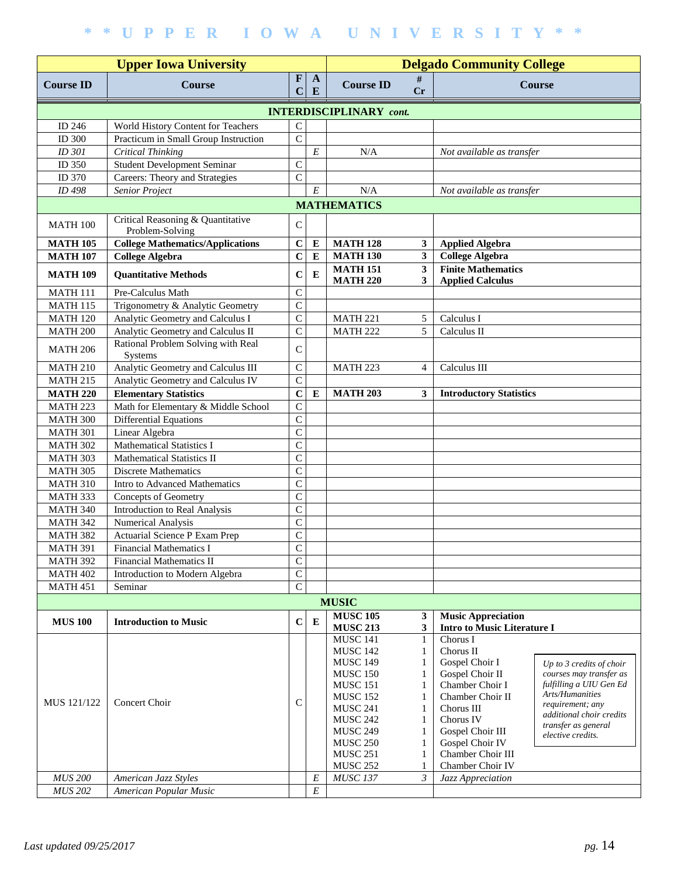# * * U P P E R   I O W A   U N I V E R S I T Y * *

| Upper Iowa University | | | | Delgado Community College | | |
|---|---|---|---|---|---|---|
| **Course ID** | **Course** | **F C** | **A E** | **Course ID** | **# Cr** | **Course** |
| | | | **INTERDISCIPLINARY** *cont.* | | | |
| ID 246 | World History Content for Teachers | C | | | | |
| ID 300 | Practicum in Small Group Instruction | C | | | | |
| *ID 301* | *Critical Thinking* | | *E* | N/A | | *Not available as transfer* |
| ID 350 | Student Development Seminar | C | | | | |
| ID 370 | Careers: Theory and Strategies | C | | | | |
| *ID 498* | *Senior Project* | | *E* | N/A | | *Not available as transfer* |
| | | | **MATHEMATICS** | | | |
| MATH 100 | Critical Reasoning & Quantitative Problem-Solving | C | | | | |
| **MATH 105** | **College Mathematics/Applications** | **C** | **E** | **MATH 128** | **3** | **Applied Algebra** |
| **MATH 107** | **College Algebra** | **C** | **E** | **MATH 130** | **3** | **College Algebra** |
| **MATH 109** | **Quantitative Methods** | **C** | **E** | **MATH 151**<br>**MATH 220** | **3**<br>**3** | **Finite Mathematics**<br>**Applied Calculus** |
| MATH 111 | Pre-Calculus Math | C | | | | |
| MATH 115 | Trigonometry & Analytic Geometry | C | | | | |
| MATH 120 | Analytic Geometry and Calculus I | C | | MATH 221 | 5 | Calculus I |
| MATH 200 | Analytic Geometry and Calculus II | C | | MATH 222 | 5 | Calculus II |
| MATH 206 | Rational Problem Solving with Real Systems | C | | | | |
| MATH 210 | Analytic Geometry and Calculus III | C | | MATH 223 | 4 | Calculus III |
| MATH 215 | Analytic Geometry and Calculus IV | C | | | | |
| **MATH 220** | **Elementary Statistics** | **C** | **E** | **MATH 203** | **3** | **Introductory Statistics** |
| MATH 223 | Math for Elementary & Middle School | C | | | | |
| MATH 300 | Differential Equations | C | | | | |
| MATH 301 | Linear Algebra | C | | | | |
| MATH 302 | Mathematical Statistics I | C | | | | |
| MATH 303 | Mathematical Statistics II | C | | | | |
| MATH 305 | Discrete Mathematics | C | | | | |
| MATH 310 | Intro to Advanced Mathematics | C | | | | |
| MATH 333 | Concepts of Geometry | C | | | | |
| MATH 340 | Introduction to Real Analysis | C | | | | |
| MATH 342 | Numerical Analysis | C | | | | |
| MATH 382 | Actuarial Science P Exam Prep | C | | | | |
| MATH 391 | Financial Mathematics I | C | | | | |
| MATH 392 | Financial Mathematics II | C | | | | |
| MATH 402 | Introduction to Modern Algebra | C | | | | |
| MATH 451 | Seminar | C | | | | |
| | | | **MUSIC** | | | |
| **MUS 100** | **Introduction to Music** | **C** | **E** | **MUSC 105**<br>**MUSC 213** | **3**<br>**3** | **Music Appreciation**<br>**Intro to Music Literature I** |
| MUS 121/122 | Concert Choir | C | | MUSC 141<br>MUSC 142<br>MUSC 149<br>MUSC 150<br>MUSC 151<br>MUSC 152<br>MUSC 241<br>MUSC 242<br>MUSC 249<br>MUSC 250<br>MUSC 251<br>MUSC 252 | 1<br>1<br>1<br>1<br>1<br>1<br>1<br>1<br>1<br>1<br>1<br>1 | Chorus I<br>Chorus II<br>Gospel Choir I<br>Gospel Choir II<br>Chamber Choir I<br>Chamber Choir II<br>Chorus III<br>Chorus IV<br>Gospel Choir III<br>Gospel Choir IV<br>Chamber Choir III<br>Chamber Choir IV<br>*Up to 3 credits of choir courses may transfer as fulfilling a UIU Gen Ed Arts/Humanities requirement; any additional choir credits transfer as general elective credits.* |
| *MUS 200* | *American Jazz Styles* | | *E* | *MUSC 137* | *3* | *Jazz Appreciation* |
| *MUS 202* | *American Popular Music* | | *E* | | | |

*Last updated 09/25/2017*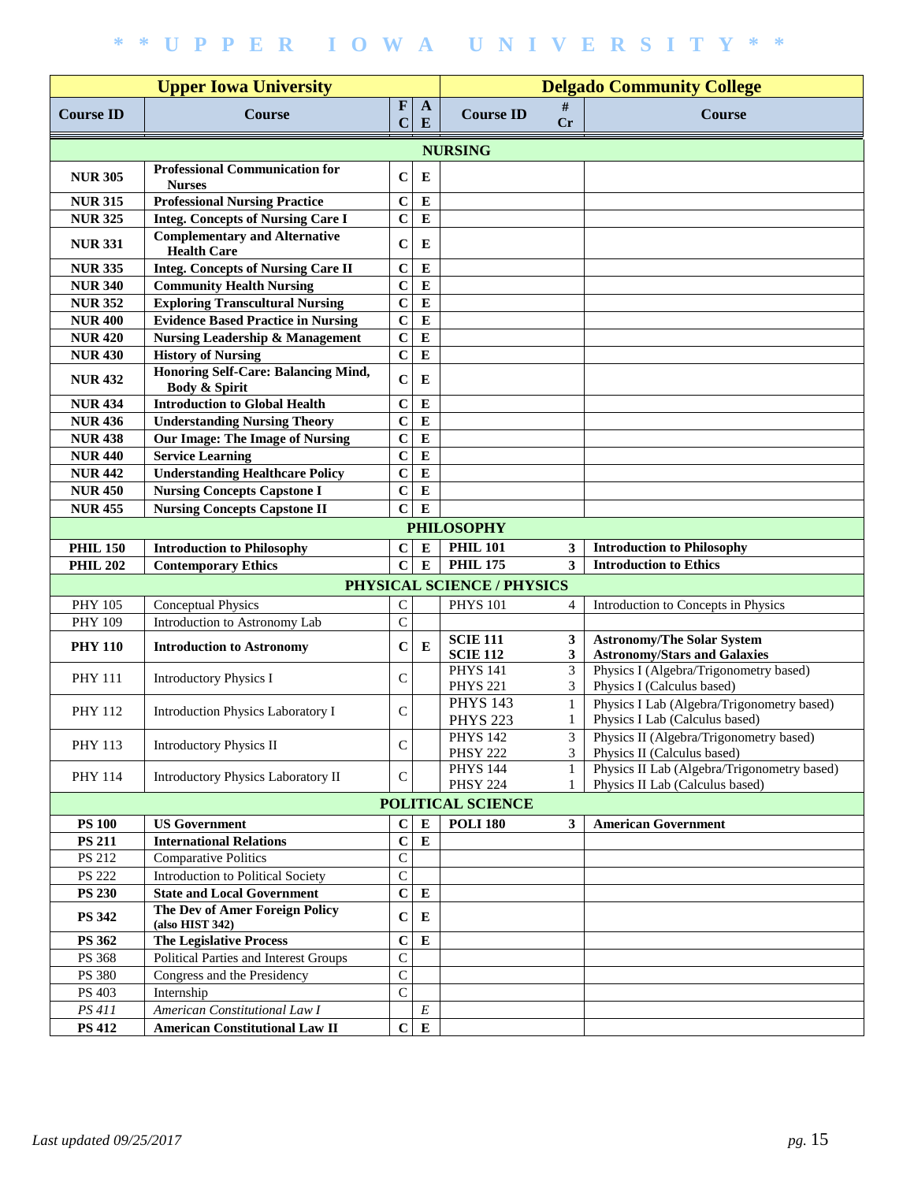| Upper Iowa University | | | | Delgado Community College | | |
|---|---|---|---|---|---|---|
| **Course ID** | **Course** | **FC** | **AE** | **Course ID** | **# Cr** | **Course** |
| **NURSING** | | | | | | |
| **NUR 305** | **Professional Communication for Nurses** | **C** | **E** | | | |
| **NUR 315** | **Professional Nursing Practice** | **C** | **E** | | | |
| **NUR 325** | **Integ. Concepts of Nursing Care I** | **C** | **E** | | | |
| **NUR 331** | **Complementary and Alternative Health Care** | **C** | **E** | | | |
| **NUR 335** | **Integ. Concepts of Nursing Care II** | **C** | **E** | | | |
| **NUR 340** | **Community Health Nursing** | **C** | **E** | | | |
| **NUR 352** | **Exploring Transcultural Nursing** | **C** | **E** | | | |
| **NUR 400** | **Evidence Based Practice in Nursing** | **C** | **E** | | | |
| **NUR 420** | **Nursing Leadership & Management** | **C** | **E** | | | |
| **NUR 430** | **History of Nursing** | **C** | **E** | | | |
| **NUR 432** | **Honoring Self-Care: Balancing Mind, Body & Spirit** | **C** | **E** | | | |
| **NUR 434** | **Introduction to Global Health** | **C** | **E** | | | |
| **NUR 436** | **Understanding Nursing Theory** | **C** | **E** | | | |
| **NUR 438** | **Our Image: The Image of Nursing** | **C** | **E** | | | |
| **NUR 440** | **Service Learning** | **C** | **E** | | | |
| **NUR 442** | **Understanding Healthcare Policy** | **C** | **E** | | | |
| **NUR 450** | **Nursing Concepts Capstone I** | **C** | **E** | | | |
| **NUR 455** | **Nursing Concepts Capstone II** | **C** | **E** | | | |
| **PHILOSOPHY** | | | | | | |
| **PHIL 150** | **Introduction to Philosophy** | **C** | **E** | **PHIL 101** | **3** | **Introduction to Philosophy** |
| **PHIL 202** | **Contemporary Ethics** | **C** | **E** | **PHIL 175** | **3** | **Introduction to Ethics** |
| **PHYSICAL SCIENCE / PHYSICS** | | | | | | |
| PHY 105 | Conceptual Physics | C | | PHYS 101 | 4 | Introduction to Concepts in Physics |
| PHY 109 | Introduction to Astronomy Lab | C | | | | |
| **PHY 110** | **Introduction to Astronomy** | **C** | **E** | **SCIE 111**<br>**SCIE 112** | **3**<br>**3** | **Astronomy/The Solar System**<br>**Astronomy/Stars and Galaxies** |
| PHY 111 | Introductory Physics I | C | | PHYS 141<br>PHYS 221 | 3<br>3 | Physics I (Algebra/Trigonometry based)<br>Physics I (Calculus based) |
| PHY 112 | Introduction Physics Laboratory I | C | | PHYS 143<br>PHYS 223 | 1<br>1 | Physics I Lab (Algebra/Trigonometry based)<br>Physics I Lab (Calculus based) |
| PHY 113 | Introductory Physics II | C | | PHYS 142<br>PHSY 222 | 3<br>3 | Physics II (Algebra/Trigonometry based)<br>Physics II (Calculus based) |
| PHY 114 | Introductory Physics Laboratory II | C | | PHYS 144<br>PHSY 224 | 1<br>1 | Physics II Lab (Algebra/Trigonometry based)<br>Physics II Lab (Calculus based) |
| **POLITICAL SCIENCE** | | | | | | |
| **PS 100** | **US Government** | **C** | **E** | **POLI 180** | **3** | **American Government** |
| **PS 211** | **International Relations** | **C** | **E** | | | |
| PS 212 | Comparative Politics | C | | | | |
| PS 222 | Introduction to Political Society | C | | | | |
| **PS 230** | **State and Local Government** | **C** | **E** | | | |
| **PS 342** | **The Dev of Amer Foreign Policy (also HIST 342)** | **C** | **E** | | | |
| **PS 362** | **The Legislative Process** | **C** | **E** | | | |
| PS 368 | Political Parties and Interest Groups | C | | | | |
| PS 380 | Congress and the Presidency | C | | | | |
| PS 403 | Internship | C | | | | |
| *PS 411* | *American Constitutional Law I* | | *E* | | | |
| **PS 412** | **American Constitutional Law II** | **C** | **E** | | | |

*Last updated 09/25/2017*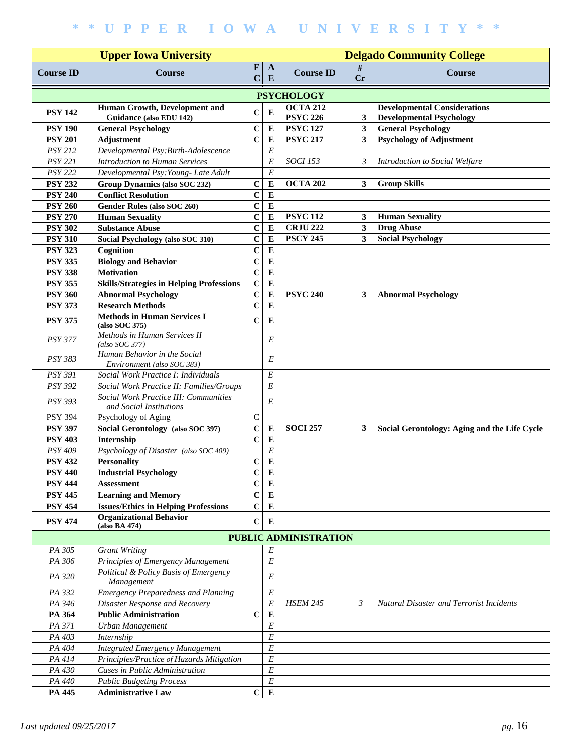| Upper Iowa University | | | | Delgado Community College | | |
|---|---|---|---|---|---|---|
| **Course ID** | **Course** | **FC** | **AE** | **Course ID** | **# Cr** | **Course** |
| | | | **PSYCHOLOGY** | | | |
| **PSY 142** | **Human Growth, Development and Guidance (also EDU 142)** | **C** | **E** | **OCTA 212**<br>**PSYC 226** | <br>**3** | **Developmental Considerations**<br>**Developmental Psychology** |
| **PSY 190** | **General Psychology** | **C** | **E** | **PSYC 127** | **3** | **General Psychology** |
| **PSY 201** | **Adjustment** | **C** | **E** | **PSYC 217** | **3** | **Psychology of Adjustment** |
| *PSY 212* | *Developmental Psy:Birth-Adolescence* | | *E* | | | |
| *PSY 221* | *Introduction to Human Services* | | *E* | *SOCI 153* | *3* | *Introduction to Social Welfare* |
| *PSY 222* | *Developmental Psy:Young- Late Adult* | | *E* | | | |
| **PSY 232** | **Group Dynamics (also SOC 232)** | **C** | **E** | **OCTA 202** | **3** | **Group Skills** |
| **PSY 240** | **Conflict Resolution** | **C** | **E** | | | |
| **PSY 260** | **Gender Roles (also SOC 260)** | **C** | **E** | | | |
| **PSY 270** | **Human Sexuality** | **C** | **E** | **PSYC 112** | **3** | **Human Sexuality** |
| **PSY 302** | **Substance Abuse** | **C** | **E** | **CRJU 222** | **3** | **Drug Abuse** |
| **PSY 310** | **Social Psychology (also SOC 310)** | **C** | **E** | **PSCY 245** | **3** | **Social Psychology** |
| **PSY 323** | **Cognition** | **C** | **E** | | | |
| **PSY 335** | **Biology and Behavior** | **C** | **E** | | | |
| **PSY 338** | **Motivation** | **C** | **E** | | | |
| **PSY 355** | **Skills/Strategies in Helping Professions** | **C** | **E** | | | |
| **PSY 360** | **Abnormal Psychology** | **C** | **E** | **PSYC 240** | **3** | **Abnormal Psychology** |
| **PSY 373** | **Research Methods** | **C** | **E** | | | |
| **PSY 375** | **Methods in Human Services I (also SOC 375)** | **C** | **E** | | | |
| *PSY 377* | *Methods in Human Services II (also SOC 377)* | | *E* | | | |
| *PSY 383* | *Human Behavior in the Social Environment (also SOC 383)* | | *E* | | | |
| *PSY 391* | *Social Work Practice I: Individuals* | | *E* | | | |
| *PSY 392* | *Social Work Practice II: Families/Groups* | | *E* | | | |
| *PSY 393* | *Social Work Practice III: Communities and Social Institutions* | | *E* | | | |
| PSY 394 | Psychology of Aging | C | | | | |
| **PSY 397** | **Social Gerontology (also SOC 397)** | **C** | **E** | **SOCI 257** | **3** | **Social Gerontology: Aging and the Life Cycle** |
| **PSY 403** | **Internship** | **C** | **E** | | | |
| *PSY 409* | *Psychology of Disaster (also SOC 409)* | | *E* | | | |
| **PSY 432** | **Personality** | **C** | **E** | | | |
| **PSY 440** | **Industrial Psychology** | **C** | **E** | | | |
| **PSY 444** | **Assessment** | **C** | **E** | | | |
| **PSY 445** | **Learning and Memory** | **C** | **E** | | | |
| **PSY 454** | **Issues/Ethics in Helping Professions** | **C** | **E** | | | |
| **PSY 474** | **Organizational Behavior (also BA 474)** | **C** | **E** | | | |
| | | | **PUBLIC ADMINISTRATION** | | | |
| *PA 305* | *Grant Writing* | | *E* | | | |
| *PA 306* | *Principles of Emergency Management* | | *E* | | | |
| *PA 320* | *Political & Policy Basis of Emergency Management* | | *E* | | | |
| *PA 332* | *Emergency Preparedness and Planning* | | *E* | | | |
| *PA 346* | *Disaster Response and Recovery* | | *E* | *HSEM 245* | *3* | *Natural Disaster and Terrorist Incidents* |
| **PA 364** | **Public Administration** | **C** | **E** | | | |
| *PA 371* | *Urban Management* | | *E* | | | |
| *PA 403* | *Internship* | | *E* | | | |
| *PA 404* | *Integrated Emergency Management* | | *E* | | | |
| *PA 414* | *Principles/Practice of Hazards Mitigation* | | *E* | | | |
| *PA 430* | *Cases in Public Administration* | | *E* | | | |
| *PA 440* | *Public Budgeting Process* | | *E* | | | |
| **PA 445** | **Administrative Law** | **C** | **E** | | | |

*Last updated 09/25/2017*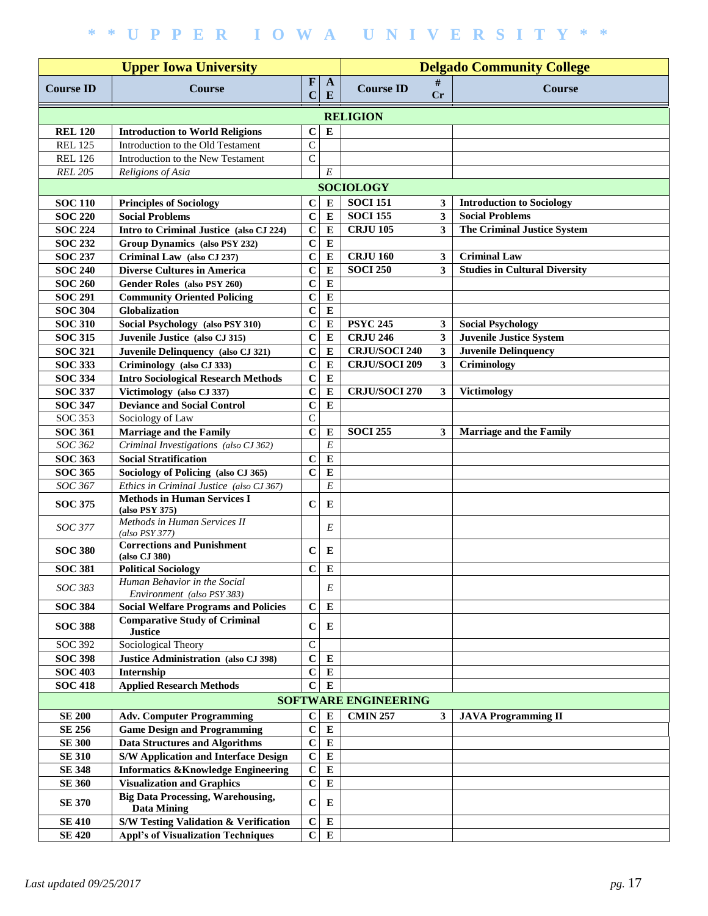# * * U P P E R   I O W A   U N I V E R S I T Y * *

| Upper Iowa University | | | | Delgado Community College | | |
|---|---|---|---|---|---|---|
| **Course ID** | **Course** | **FC** | **AE** | **Course ID** | **# Cr** | **Course** |
| | | | | **RELIGION** | | |
| **REL 120** | **Introduction to World Religions** | **C** | **E** | | | |
| REL 125 | Introduction to the Old Testament | C | | | | |
| REL 126 | Introduction to the New Testament | C | | | | |
| *REL 205* | *Religions of Asia* | | *E* | | | |
| | | | | **SOCIOLOGY** | | |
| **SOC 110** | **Principles of Sociology** | **C** | **E** | **SOCI 151** | **3** | **Introduction to Sociology** |
| **SOC 220** | **Social Problems** | **C** | **E** | **SOCI 155** | **3** | **Social Problems** |
| **SOC 224** | **Intro to Criminal Justice (also CJ 224)** | **C** | **E** | **CRJU 105** | **3** | **The Criminal Justice System** |
| **SOC 232** | **Group Dynamics (also PSY 232)** | **C** | **E** | | | |
| **SOC 237** | **Criminal Law (also CJ 237)** | **C** | **E** | **CRJU 160** | **3** | **Criminal Law** |
| **SOC 240** | **Diverse Cultures in America** | **C** | **E** | **SOCI 250** | **3** | **Studies in Cultural Diversity** |
| **SOC 260** | **Gender Roles (also PSY 260)** | **C** | **E** | | | |
| **SOC 291** | **Community Oriented Policing** | **C** | **E** | | | |
| **SOC 304** | **Globalization** | **C** | **E** | | | |
| **SOC 310** | **Social Psychology (also PSY 310)** | **C** | **E** | **PSYC 245** | **3** | **Social Psychology** |
| **SOC 315** | **Juvenile Justice (also CJ 315)** | **C** | **E** | **CRJU 246** | **3** | **Juvenile Justice System** |
| **SOC 321** | **Juvenile Delinquency (also CJ 321)** | **C** | **E** | **CRJU/SOCI 240** | **3** | **Juvenile Delinquency** |
| **SOC 333** | **Criminology (also CJ 333)** | **C** | **E** | **CRJU/SOCI 209** | **3** | **Criminology** |
| **SOC 334** | **Intro Sociological Research Methods** | **C** | **E** | | | |
| **SOC 337** | **Victimology (also CJ 337)** | **C** | **E** | **CRJU/SOCI 270** | **3** | **Victimology** |
| **SOC 347** | **Deviance and Social Control** | **C** | **E** | | | |
| SOC 353 | Sociology of Law | C | | | | |
| **SOC 361** | **Marriage and the Family** | **C** | **E** | **SOCI 255** | **3** | **Marriage and the Family** |
| *SOC 362* | *Criminal Investigations (also CJ 362)* | | *E* | | | |
| **SOC 363** | **Social Stratification** | **C** | **E** | | | |
| **SOC 365** | **Sociology of Policing (also CJ 365)** | **C** | **E** | | | |
| *SOC 367* | *Ethics in Criminal Justice (also CJ 367)* | | *E* | | | |
| **SOC 375** | **Methods in Human Services I (also PSY 375)** | **C** | **E** | | | |
| *SOC 377* | *Methods in Human Services II (also PSY 377)* | | *E* | | | |
| **SOC 380** | **Corrections and Punishment (also CJ 380)** | **C** | **E** | | | |
| **SOC 381** | **Political Sociology** | **C** | **E** | | | |
| *SOC 383* | *Human Behavior in the Social Environment (also PSY 383)* | | *E* | | | |
| **SOC 384** | **Social Welfare Programs and Policies** | **C** | **E** | | | |
| **SOC 388** | **Comparative Study of Criminal Justice** | **C** | **E** | | | |
| SOC 392 | Sociological Theory | C | | | | |
| **SOC 398** | **Justice Administration (also CJ 398)** | **C** | **E** | | | |
| **SOC 403** | **Internship** | **C** | **E** | | | |
| **SOC 418** | **Applied Research Methods** | **C** | **E** | | | |
| | | | | **SOFTWARE ENGINEERING** | | |
| **SE 200** | **Adv. Computer Programming** | **C** | **E** | **CMIN 257** | **3** | **JAVA Programming II** |
| **SE 256** | **Game Design and Programming** | **C** | **E** | | | |
| **SE 300** | **Data Structures and Algorithms** | **C** | **E** | | | |
| **SE 310** | **S/W Application and Interface Design** | **C** | **E** | | | |
| **SE 348** | **Informatics &Knowledge Engineering** | **C** | **E** | | | |
| **SE 360** | **Visualization and Graphics** | **C** | **E** | | | |
| **SE 370** | **Big Data Processing, Warehousing, Data Mining** | **C** | **E** | | | |
| **SE 410** | **S/W Testing Validation & Verification** | **C** | **E** | | | |
| **SE 420** | **Appl's of Visualization Techniques** | **C** | **E** | | | |

*Last updated 09/25/2017*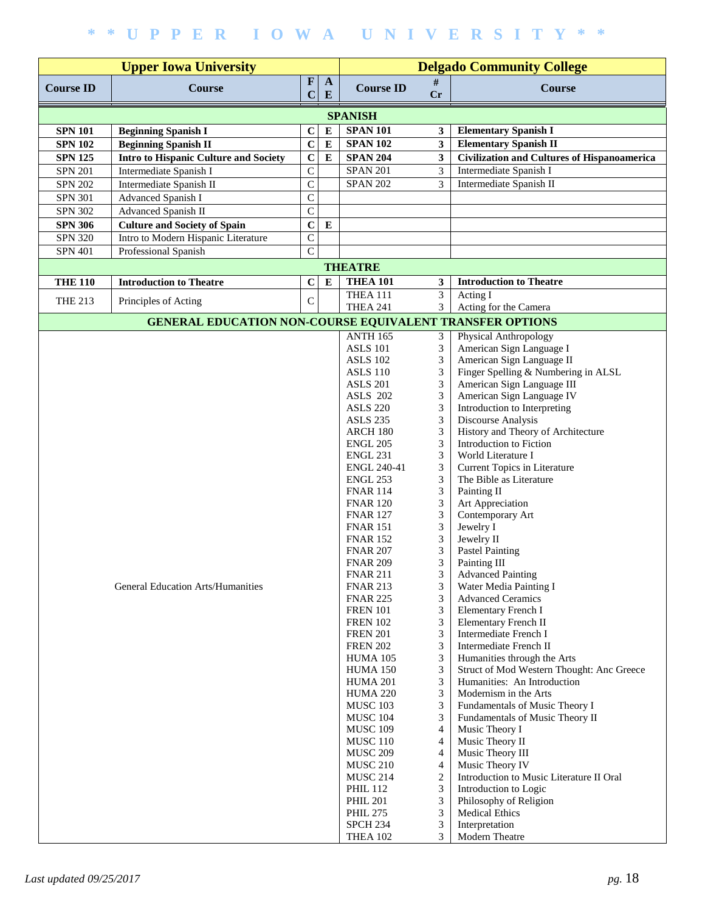| Upper Iowa University | | | | Delgado Community College | | |
|---|---|---|---|---|---|---|
| **Course ID** | **Course** | **FC** | **AE** | **Course ID** | **# Cr** | **Course** |
| | | | **SPANISH** | | | |
| **SPN 101** | **Beginning Spanish I** | **C** | **E** | **SPAN 101** | **3** | **Elementary Spanish I** |
| **SPN 102** | **Beginning Spanish II** | **C** | **E** | **SPAN 102** | **3** | **Elementary Spanish II** |
| **SPN 125** | **Intro to Hispanic Culture and Society** | **C** | **E** | **SPAN 204** | **3** | **Civilization and Cultures of Hispanoamerica** |
| SPN 201 | Intermediate Spanish I | C | | SPAN 201 | 3 | Intermediate Spanish I |
| SPN 202 | Intermediate Spanish II | C | | SPAN 202 | 3 | Intermediate Spanish II |
| SPN 301 | Advanced Spanish I | C | | | | |
| SPN 302 | Advanced Spanish II | C | | | | |
| **SPN 306** | **Culture and Society of Spain** | **C** | **E** | | | |
| SPN 320 | Intro to Modern Hispanic Literature | C | | | | |
| SPN 401 | Professional Spanish | C | | | | |
| | | | **THEATRE** | | | |
| **THE 110** | **Introduction to Theatre** | **C** | **E** | **THEA 101** | **3** | **Introduction to Theatre** |
| THE 213 | Principles of Acting | C | | THEA 111 | 3 | Acting I |
| | | | | THEA 241 | 3 | Acting for the Camera |
| | | | **GENERAL EDUCATION NON-COURSE EQUIVALENT TRANSFER OPTIONS** | | | |
| | General Education Arts/Humanities | | | ANTH 165 | 3 | Physical Anthropology |
| | | | | ASLS 101 | 3 | American Sign Language I |
| | | | | ASLS 102 | 3 | American Sign Language II |
| | | | | ASLS 110 | 3 | Finger Spelling & Numbering in ALSL |
| | | | | ASLS 201 | 3 | American Sign Language III |
| | | | | ASLS 202 | 3 | American Sign Language IV |
| | | | | ASLS 220 | 3 | Introduction to Interpreting |
| | | | | ASLS 235 | 3 | Discourse Analysis |
| | | | | ARCH 180 | 3 | History and Theory of Architecture |
| | | | | ENGL 205 | 3 | Introduction to Fiction |
| | | | | ENGL 231 | 3 | World Literature I |
| | | | | ENGL 240-41 | 3 | Current Topics in Literature |
| | | | | ENGL 253 | 3 | The Bible as Literature |
| | | | | FNAR 114 | 3 | Painting II |
| | | | | FNAR 120 | 3 | Art Appreciation |
| | | | | FNAR 127 | 3 | Contemporary Art |
| | | | | FNAR 151 | 3 | Jewelry I |
| | | | | FNAR 152 | 3 | Jewelry II |
| | | | | FNAR 207 | 3 | Pastel Painting |
| | | | | FNAR 209 | 3 | Painting III |
| | | | | FNAR 211 | 3 | Advanced Painting |
| | | | | FNAR 213 | 3 | Water Media Painting I |
| | | | | FNAR 225 | 3 | Advanced Ceramics |
| | | | | FREN 101 | 3 | Elementary French I |
| | | | | FREN 102 | 3 | Elementary French II |
| | | | | FREN 201 | 3 | Intermediate French I |
| | | | | FREN 202 | 3 | Intermediate French II |
| | | | | HUMA 105 | 3 | Humanities through the Arts |
| | | | | HUMA 150 | 3 | Struct of Mod Western Thought: Anc Greece |
| | | | | HUMA 201 | 3 | Humanities: An Introduction |
| | | | | HUMA 220 | 3 | Modernism in the Arts |
| | | | | MUSC 103 | 3 | Fundamentals of Music Theory I |
| | | | | MUSC 104 | 3 | Fundamentals of Music Theory II |
| | | | | MUSC 109 | 4 | Music Theory I |
| | | | | MUSC 110 | 4 | Music Theory II |
| | | | | MUSC 209 | 4 | Music Theory III |
| | | | | MUSC 210 | 4 | Music Theory IV |
| | | | | MUSC 214 | 2 | Introduction to Music Literature II Oral |
| | | | | PHIL 112 | 3 | Introduction to Logic |
| | | | | PHIL 201 | 3 | Philosophy of Religion |
| | | | | PHIL 275 | 3 | Medical Ethics |
| | | | | SPCH 234 | 3 | Interpretation |
| | | | | THEA 102 | 3 | Modern Theatre |

*Last updated 09/25/2017*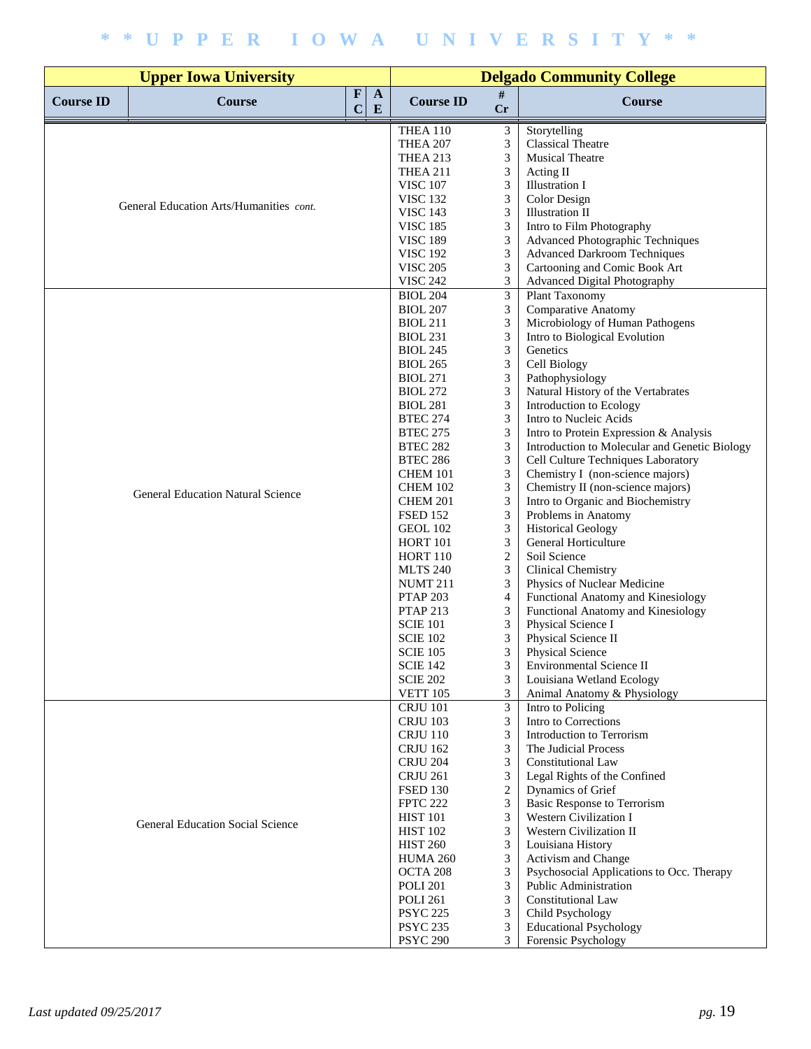| Upper Iowa University | | | | Delgado Community College | | |
|---|---|---|---|---|---|---|
| **Course ID** | **Course** | **FC** | **AE** | **Course ID** | **# Cr** | **Course** |
| | General Education Arts/Humanities *cont.* | | | THEA 110 | 3 | Storytelling |
| | | | | THEA 207 | 3 | Classical Theatre |
| | | | | THEA 213 | 3 | Musical Theatre |
| | | | | THEA 211 | 3 | Acting II |
| | | | | VISC 107 | 3 | Illustration I |
| | | | | VISC 132 | 3 | Color Design |
| | | | | VISC 143 | 3 | Illustration II |
| | | | | VISC 185 | 3 | Intro to Film Photography |
| | | | | VISC 189 | 3 | Advanced Photographic Techniques |
| | | | | VISC 192 | 3 | Advanced Darkroom Techniques |
| | | | | VISC 205 | 3 | Cartooning and Comic Book Art |
| | | | | VISC 242 | 3 | Advanced Digital Photography |
| | General Education Natural Science | | | BIOL 204 | 3 | Plant Taxonomy |
| | | | | BIOL 207 | 3 | Comparative Anatomy |
| | | | | BIOL 211 | 3 | Microbiology of Human Pathogens |
| | | | | BIOL 231 | 3 | Intro to Biological Evolution |
| | | | | BIOL 245 | 3 | Genetics |
| | | | | BIOL 265 | 3 | Cell Biology |
| | | | | BIOL 271 | 3 | Pathophysiology |
| | | | | BIOL 272 | 3 | Natural History of the Vertabrates |
| | | | | BIOL 281 | 3 | Introduction to Ecology |
| | | | | BTEC 274 | 3 | Intro to Nucleic Acids |
| | | | | BTEC 275 | 3 | Intro to Protein Expression & Analysis |
| | | | | BTEC 282 | 3 | Introduction to Molecular and Genetic Biology |
| | | | | BTEC 286 | 3 | Cell Culture Techniques Laboratory |
| | | | | CHEM 101 | 3 | Chemistry I (non-science majors) |
| | | | | CHEM 102 | 3 | Chemistry II (non-science majors) |
| | | | | CHEM 201 | 3 | Intro to Organic and Biochemistry |
| | | | | FSED 152 | 3 | Problems in Anatomy |
| | | | | GEOL 102 | 3 | Historical Geology |
| | | | | HORT 101 | 3 | General Horticulture |
| | | | | HORT 110 | 2 | Soil Science |
| | | | | MLTS 240 | 3 | Clinical Chemistry |
| | | | | NUMT 211 | 3 | Physics of Nuclear Medicine |
| | | | | PTAP 203 | 4 | Functional Anatomy and Kinesiology |
| | | | | PTAP 213 | 3 | Functional Anatomy and Kinesiology |
| | | | | SCIE 101 | 3 | Physical Science I |
| | | | | SCIE 102 | 3 | Physical Science II |
| | | | | SCIE 105 | 3 | Physical Science |
| | | | | SCIE 142 | 3 | Environmental Science II |
| | | | | SCIE 202 | 3 | Louisiana Wetland Ecology |
| | | | | VETT 105 | 3 | Animal Anatomy & Physiology |
| | General Education Social Science | | | CRJU 101 | 3 | Intro to Policing |
| | | | | CRJU 103 | 3 | Intro to Corrections |
| | | | | CRJU 110 | 3 | Introduction to Terrorism |
| | | | | CRJU 162 | 3 | The Judicial Process |
| | | | | CRJU 204 | 3 | Constitutional Law |
| | | | | CRJU 261 | 3 | Legal Rights of the Confined |
| | | | | FSED 130 | 2 | Dynamics of Grief |
| | | | | FPTC 222 | 3 | Basic Response to Terrorism |
| | | | | HIST 101 | 3 | Western Civilization I |
| | | | | HIST 102 | 3 | Western Civilization II |
| | | | | HIST 260 | 3 | Louisiana History |
| | | | | HUMA 260 | 3 | Activism and Change |
| | | | | OCTA 208 | 3 | Psychosocial Applications to Occ. Therapy |
| | | | | POLI 201 | 3 | Public Administration |
| | | | | POLI 261 | 3 | Constitutional Law |
| | | | | PSYC 225 | 3 | Child Psychology |
| | | | | PSYC 235 | 3 | Educational Psychology |
| | | | | PSYC 290 | 3 | Forensic Psychology |

*Last updated 09/25/2017*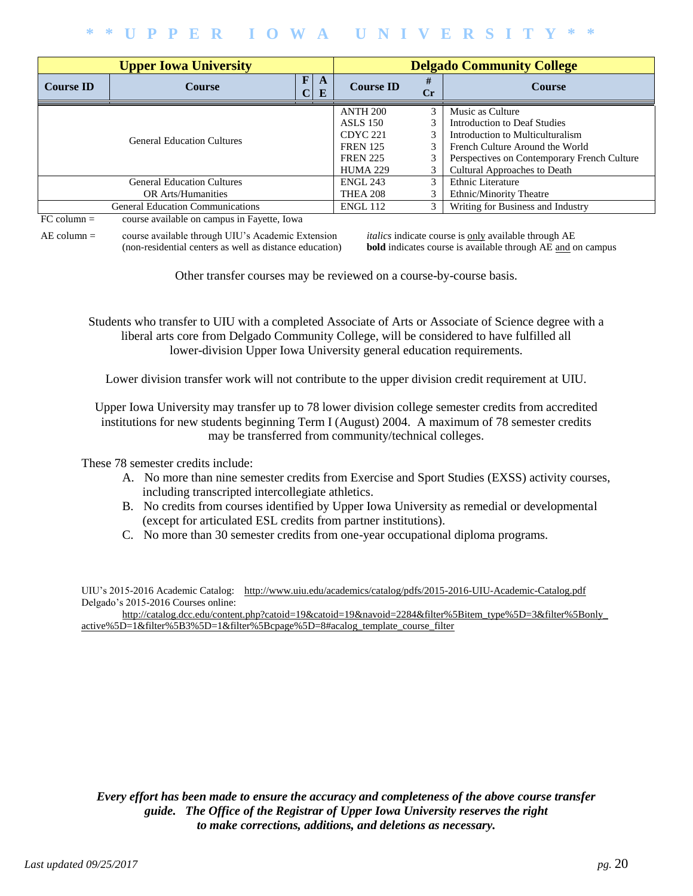| Upper Iowa University | | | | Delgado Community College | | |
|---|---|---|---|---|---|---|
| Course ID | Course | FC | AE | Course ID | # Cr | Course |
| General Education Cultures | | | | ANTH 200 | 3 | Music as Culture |
| | | | | ASLS 150 | 3 | Introduction to Deaf Studies |
| | | | | CDYC 221 | 3 | Introduction to Multiculturalism |
| | | | | FREN 125 | 3 | French Culture Around the World |
| | | | | FREN 225 | 3 | Perspectives on Contemporary French Culture |
| | | | | HUMA 229 | 3 | Cultural Approaches to Death |
| General Education Cultures OR Arts/Humanities | | | | ENGL 243 | 3 | Ethnic Literature |
| | | | | THEA 208 | 3 | Ethnic/Minority Theatre |
| General Education Communications | | | | ENGL 112 | 3 | Writing for Business and Industry |

FC column = course available on campus in Fayette, Iowa

AE column = course available through UIU's Academic Extension (non-residential centers as well as distance education)

*italics* indicate course is only available through AE
**bold** indicates course is available through AE and on campus

Other transfer courses may be reviewed on a course-by-course basis.

Students who transfer to UIU with a completed Associate of Arts or Associate of Science degree with a liberal arts core from Delgado Community College, will be considered to have fulfilled all lower-division Upper Iowa University general education requirements.

Lower division transfer work will not contribute to the upper division credit requirement at UIU.

Upper Iowa University may transfer up to 78 lower division college semester credits from accredited institutions for new students beginning Term I (August) 2004. A maximum of 78 semester credits may be transferred from community/technical colleges.

These 78 semester credits include:

A. No more than nine semester credits from Exercise and Sport Studies (EXSS) activity courses, including transcripted intercollegiate athletics.
B. No credits from courses identified by Upper Iowa University as remedial or developmental (except for articulated ESL credits from partner institutions).
C. No more than 30 semester credits from one-year occupational diploma programs.

UIU's 2015-2016 Academic Catalog: http://www.uiu.edu/academics/catalog/pdfs/2015-2016-UIU-Academic-Catalog.pdf
Delgado's 2015-2016 Courses online:
http://catalog.dcc.edu/content.php?catoid=19&catoid=19&navoid=2284&filter%5Bitem_type%5D=3&filter%5Bonly_active%5D=1&filter%5B3%5D=1&filter%5Bcpage%5D=8#acalog_template_course_filter

***Every effort has been made to ensure the accuracy and completeness of the above course transfer guide. The Office of the Registrar of Upper Iowa University reserves the right to make corrections, additions, and deletions as necessary.***

*Last updated 09/25/2017*